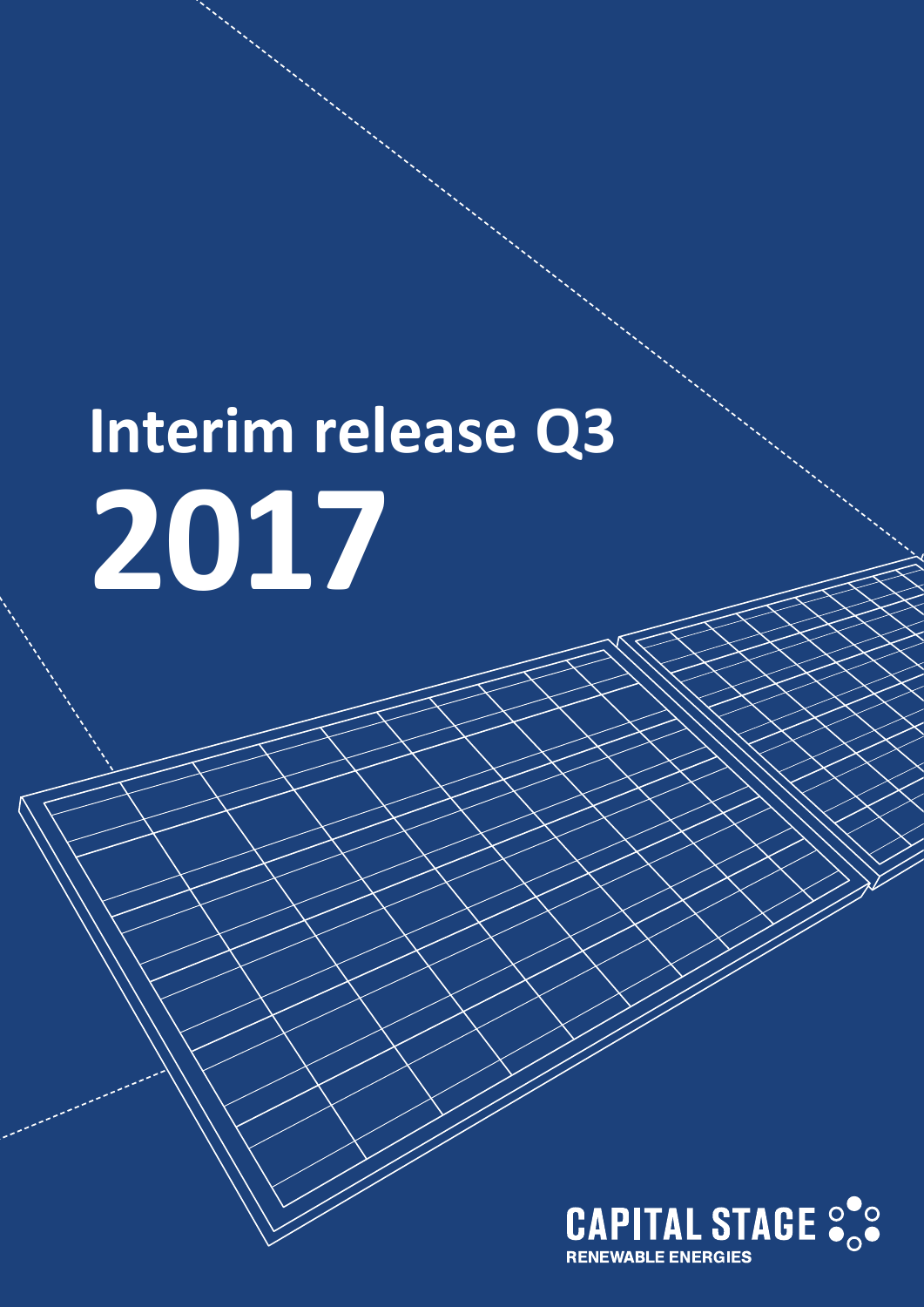# Interim release Q3 2017

CAPITAL STAGE

RENEWABLE ENERGIES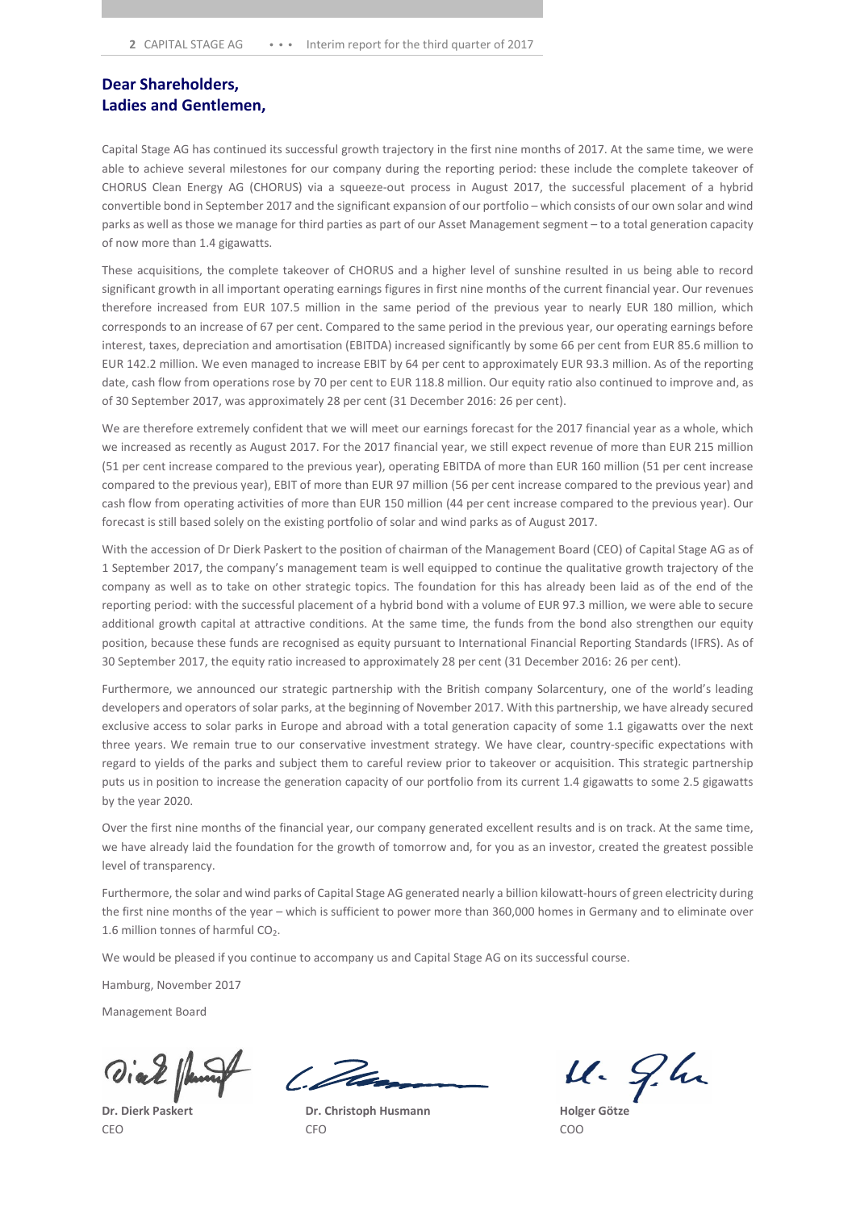# Dear Shareholders,
# Ladies and Gentlemen,

Capital Stage AG has continued its successful growth trajectory in the first nine months of 2017. At the same time, we were able to achieve several milestones for our company during the reporting period: these include the complete takeover of CHORUS Clean Energy AG (CHORUS) via a squeeze-out process in August 2017, the successful placement of a hybrid convertible bond in September 2017 and the significant expansion of our portfolio – which consists of our own solar and wind parks as well as those we manage for third parties as part of our Asset Management segment – to a total generation capacity of now more than 1.4 gigawatts.

These acquisitions, the complete takeover of CHORUS and a higher level of sunshine resulted in us being able to record significant growth in all important operating earnings figures in first nine months of the current financial year. Our revenues therefore increased from EUR 107.5 million in the same period of the previous year to nearly EUR 180 million, which corresponds to an increase of 67 per cent. Compared to the same period in the previous year, our operating earnings before interest, taxes, depreciation and amortisation (EBITDA) increased significantly by some 66 per cent from EUR 85.6 million to EUR 142.2 million. We even managed to increase EBIT by 64 per cent to approximately EUR 93.3 million. As of the reporting date, cash flow from operations rose by 70 per cent to EUR 118.8 million. Our equity ratio also continued to improve and, as of 30 September 2017, was approximately 28 per cent (31 December 2016: 26 per cent).

We are therefore extremely confident that we will meet our earnings forecast for the 2017 financial year as a whole, which we increased as recently as August 2017. For the 2017 financial year, we still expect revenue of more than EUR 215 million (51 per cent increase compared to the previous year), operating EBITDA of more than EUR 160 million (51 per cent increase compared to the previous year), EBIT of more than EUR 97 million (56 per cent increase compared to the previous year) and cash flow from operating activities of more than EUR 150 million (44 per cent increase compared to the previous year). Our forecast is still based solely on the existing portfolio of solar and wind parks as of August 2017.

With the accession of Dr Dierk Paskert to the position of chairman of the Management Board (CEO) of Capital Stage AG as of 1 September 2017, the company's management team is well equipped to continue the qualitative growth trajectory of the company as well as to take on other strategic topics. The foundation for this has already been laid as of the end of the reporting period: with the successful placement of a hybrid bond with a volume of EUR 97.3 million, we were able to secure additional growth capital at attractive conditions. At the same time, the funds from the bond also strengthen our equity position, because these funds are recognised as equity pursuant to International Financial Reporting Standards (IFRS). As of 30 September 2017, the equity ratio increased to approximately 28 per cent (31 December 2016: 26 per cent).

Furthermore, we announced our strategic partnership with the British company Solarcentury, one of the world's leading developers and operators of solar parks, at the beginning of November 2017. With this partnership, we have already secured exclusive access to solar parks in Europe and abroad with a total generation capacity of some 1.1 gigawatts over the next three years. We remain true to our conservative investment strategy. We have clear, country-specific expectations with regard to yields of the parks and subject them to careful review prior to takeover or acquisition. This strategic partnership puts us in position to increase the generation capacity of our portfolio from its current 1.4 gigawatts to some 2.5 gigawatts by the year 2020.

Over the first nine months of the financial year, our company generated excellent results and is on track. At the same time, we have already laid the foundation for the growth of tomorrow and, for you as an investor, created the greatest possible level of transparency.

Furthermore, the solar and wind parks of Capital Stage AG generated nearly a billion kilowatt-hours of green electricity during the first nine months of the year – which is sufficient to power more than 360,000 homes in Germany and to eliminate over 1.6 million tonnes of harmful $CO_2$.

We would be pleased if you continue to accompany us and Capital Stage AG on its successful course.

Hamburg, November 2017

Management Board

**Dr. Dierk Paskert**
CEO

**Dr. Christoph Husmann**
CFO

**Holger Götze**
COO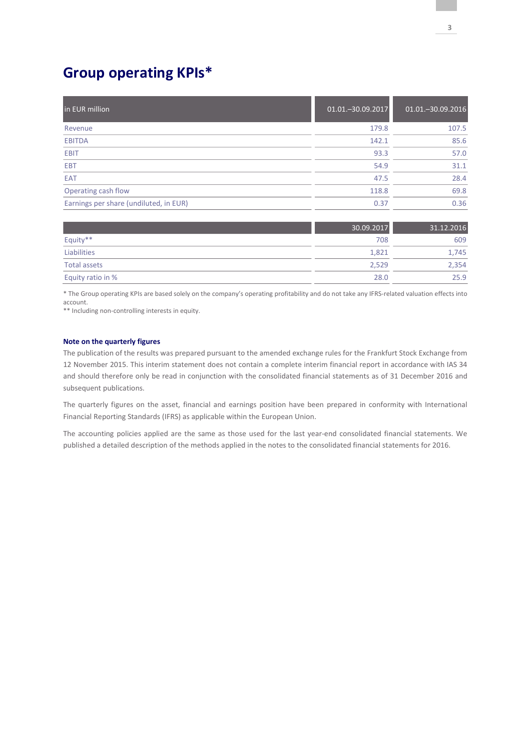# Group operating KPIs*

| in EUR million | 01.01.–30.09.2017 | 01.01.–30.09.2016 |
|---|---|---|
| Revenue | 179.8 | 107.5 |
| EBITDA | 142.1 | 85.6 |
| EBIT | 93.3 | 57.0 |
| EBT | 54.9 | 31.1 |
| EAT | 47.5 | 28.4 |
| Operating cash flow | 118.8 | 69.8 |
| Earnings per share (undiluted, in EUR) | 0.37 | 0.36 |

| | 30.09.2017 | 31.12.2016 |
|---|---|---|
| Equity** | 708 | 609 |
| Liabilities | 1,821 | 1,745 |
| Total assets | 2,529 | 2,354 |
| Equity ratio in % | 28.0 | 25.9 |

* The Group operating KPIs are based solely on the company's operating profitability and do not take any IFRS-related valuation effects into account.
** Including non-controlling interests in equity.

**Note on the quarterly figures**

The publication of the results was prepared pursuant to the amended exchange rules for the Frankfurt Stock Exchange from 12 November 2015. This interim statement does not contain a complete interim financial report in accordance with IAS 34 and should therefore only be read in conjunction with the consolidated financial statements as of 31 December 2016 and subsequent publications.

The quarterly figures on the asset, financial and earnings position have been prepared in conformity with International Financial Reporting Standards (IFRS) as applicable within the European Union.

The accounting policies applied are the same as those used for the last year-end consolidated financial statements. We published a detailed description of the methods applied in the notes to the consolidated financial statements for 2016.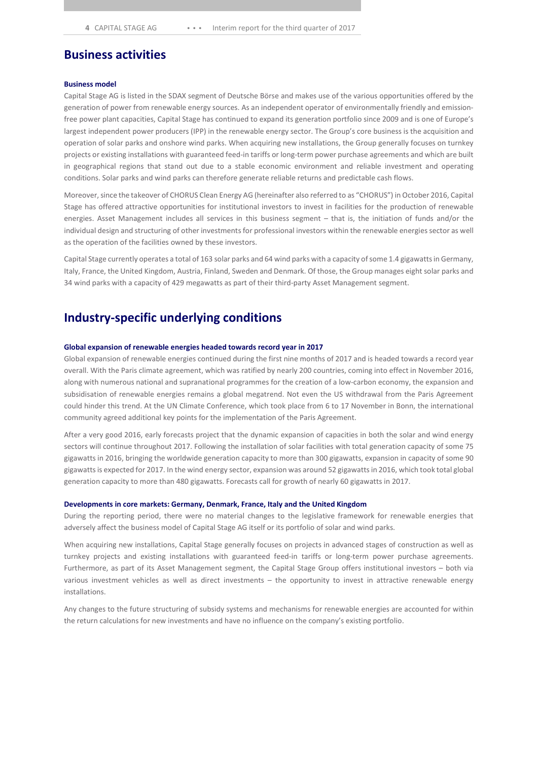# Business activities

### Business model

Capital Stage AG is listed in the SDAX segment of Deutsche Börse and makes use of the various opportunities offered by the generation of power from renewable energy sources. As an independent operator of environmentally friendly and emission-free power plant capacities, Capital Stage has continued to expand its generation portfolio since 2009 and is one of Europe's largest independent power producers (IPP) in the renewable energy sector. The Group's core business is the acquisition and operation of solar parks and onshore wind parks. When acquiring new installations, the Group generally focuses on turnkey projects or existing installations with guaranteed feed-in tariffs or long-term power purchase agreements and which are built in geographical regions that stand out due to a stable economic environment and reliable investment and operating conditions. Solar parks and wind parks can therefore generate reliable returns and predictable cash flows.

Moreover, since the takeover of CHORUS Clean Energy AG (hereinafter also referred to as "CHORUS") in October 2016, Capital Stage has offered attractive opportunities for institutional investors to invest in facilities for the production of renewable energies. Asset Management includes all services in this business segment – that is, the initiation of funds and/or the individual design and structuring of other investments for professional investors within the renewable energies sector as well as the operation of the facilities owned by these investors.

Capital Stage currently operates a total of 163 solar parks and 64 wind parks with a capacity of some 1.4 gigawatts in Germany, Italy, France, the United Kingdom, Austria, Finland, Sweden and Denmark. Of those, the Group manages eight solar parks and 34 wind parks with a capacity of 429 megawatts as part of their third-party Asset Management segment.

# Industry-specific underlying conditions

### Global expansion of renewable energies headed towards record year in 2017

Global expansion of renewable energies continued during the first nine months of 2017 and is headed towards a record year overall. With the Paris climate agreement, which was ratified by nearly 200 countries, coming into effect in November 2016, along with numerous national and supranational programmes for the creation of a low-carbon economy, the expansion and subsidisation of renewable energies remains a global megatrend. Not even the US withdrawal from the Paris Agreement could hinder this trend. At the UN Climate Conference, which took place from 6 to 17 November in Bonn, the international community agreed additional key points for the implementation of the Paris Agreement.

After a very good 2016, early forecasts project that the dynamic expansion of capacities in both the solar and wind energy sectors will continue throughout 2017. Following the installation of solar facilities with total generation capacity of some 75 gigawatts in 2016, bringing the worldwide generation capacity to more than 300 gigawatts, expansion in capacity of some 90 gigawatts is expected for 2017. In the wind energy sector, expansion was around 52 gigawatts in 2016, which took total global generation capacity to more than 480 gigawatts. Forecasts call for growth of nearly 60 gigawatts in 2017.

### Developments in core markets: Germany, Denmark, France, Italy and the United Kingdom

During the reporting period, there were no material changes to the legislative framework for renewable energies that adversely affect the business model of Capital Stage AG itself or its portfolio of solar and wind parks.

When acquiring new installations, Capital Stage generally focuses on projects in advanced stages of construction as well as turnkey projects and existing installations with guaranteed feed-in tariffs or long-term power purchase agreements. Furthermore, as part of its Asset Management segment, the Capital Stage Group offers institutional investors – both via various investment vehicles as well as direct investments – the opportunity to invest in attractive renewable energy installations.

Any changes to the future structuring of subsidy systems and mechanisms for renewable energies are accounted for within the return calculations for new investments and have no influence on the company's existing portfolio.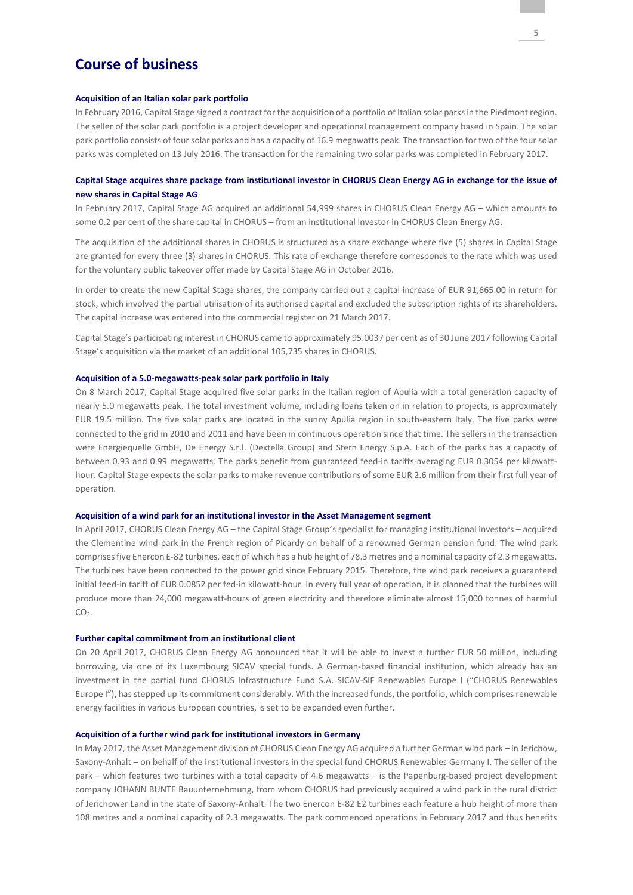# Course of business

### Acquisition of an Italian solar park portfolio

In February 2016, Capital Stage signed a contract for the acquisition of a portfolio of Italian solar parks in the Piedmont region. The seller of the solar park portfolio is a project developer and operational management company based in Spain. The solar park portfolio consists of four solar parks and has a capacity of 16.9 megawatts peak. The transaction for two of the four solar parks was completed on 13 July 2016. The transaction for the remaining two solar parks was completed in February 2017.

### Capital Stage acquires share package from institutional investor in CHORUS Clean Energy AG in exchange for the issue of new shares in Capital Stage AG

In February 2017, Capital Stage AG acquired an additional 54,999 shares in CHORUS Clean Energy AG – which amounts to some 0.2 per cent of the share capital in CHORUS – from an institutional investor in CHORUS Clean Energy AG.

The acquisition of the additional shares in CHORUS is structured as a share exchange where five (5) shares in Capital Stage are granted for every three (3) shares in CHORUS. This rate of exchange therefore corresponds to the rate which was used for the voluntary public takeover offer made by Capital Stage AG in October 2016.

In order to create the new Capital Stage shares, the company carried out a capital increase of EUR 91,665.00 in return for stock, which involved the partial utilisation of its authorised capital and excluded the subscription rights of its shareholders. The capital increase was entered into the commercial register on 21 March 2017.

Capital Stage's participating interest in CHORUS came to approximately 95.0037 per cent as of 30 June 2017 following Capital Stage's acquisition via the market of an additional 105,735 shares in CHORUS.

### Acquisition of a 5.0-megawatts-peak solar park portfolio in Italy

On 8 March 2017, Capital Stage acquired five solar parks in the Italian region of Apulia with a total generation capacity of nearly 5.0 megawatts peak. The total investment volume, including loans taken on in relation to projects, is approximately EUR 19.5 million. The five solar parks are located in the sunny Apulia region in south-eastern Italy. The five parks were connected to the grid in 2010 and 2011 and have been in continuous operation since that time. The sellers in the transaction were Energiequelle GmbH, De Energy S.r.l. (Dextella Group) and Stern Energy S.p.A. Each of the parks has a capacity of between 0.93 and 0.99 megawatts. The parks benefit from guaranteed feed-in tariffs averaging EUR 0.3054 per kilowatt-hour. Capital Stage expects the solar parks to make revenue contributions of some EUR 2.6 million from their first full year of operation.

### Acquisition of a wind park for an institutional investor in the Asset Management segment

In April 2017, CHORUS Clean Energy AG – the Capital Stage Group's specialist for managing institutional investors – acquired the Clementine wind park in the French region of Picardy on behalf of a renowned German pension fund. The wind park comprises five Enercon E-82 turbines, each of which has a hub height of 78.3 metres and a nominal capacity of 2.3 megawatts. The turbines have been connected to the power grid since February 2015. Therefore, the wind park receives a guaranteed initial feed-in tariff of EUR 0.0852 per fed-in kilowatt-hour. In every full year of operation, it is planned that the turbines will produce more than 24,000 megawatt-hours of green electricity and therefore eliminate almost 15,000 tonnes of harmful $CO_2$.

### Further capital commitment from an institutional client

On 20 April 2017, CHORUS Clean Energy AG announced that it will be able to invest a further EUR 50 million, including borrowing, via one of its Luxembourg SICAV special funds. A German-based financial institution, which already has an investment in the partial fund CHORUS Infrastructure Fund S.A. SICAV-SIF Renewables Europe I ("CHORUS Renewables Europe I"), has stepped up its commitment considerably. With the increased funds, the portfolio, which comprises renewable energy facilities in various European countries, is set to be expanded even further.

### Acquisition of a further wind park for institutional investors in Germany

In May 2017, the Asset Management division of CHORUS Clean Energy AG acquired a further German wind park – in Jerichow, Saxony-Anhalt – on behalf of the institutional investors in the special fund CHORUS Renewables Germany I. The seller of the park – which features two turbines with a total capacity of 4.6 megawatts – is the Papenburg-based project development company JOHANN BUNTE Bauunternehmung, from whom CHORUS had previously acquired a wind park in the rural district of Jerichower Land in the state of Saxony-Anhalt. The two Enercon E-82 E2 turbines each feature a hub height of more than 108 metres and a nominal capacity of 2.3 megawatts. The park commenced operations in February 2017 and thus benefits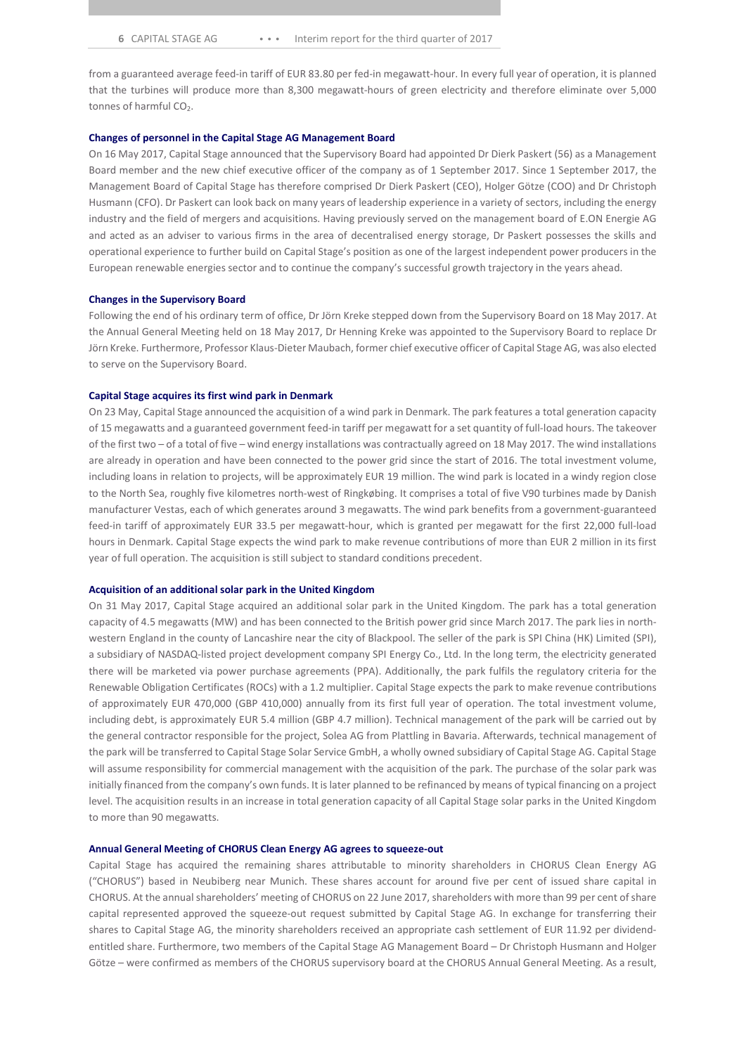from a guaranteed average feed-in tariff of EUR 83.80 per fed-in megawatt-hour. In every full year of operation, it is planned that the turbines will produce more than 8,300 megawatt-hours of green electricity and therefore eliminate over 5,000 tonnes of harmful $CO_2$.

### Changes of personnel in the Capital Stage AG Management Board

On 16 May 2017, Capital Stage announced that the Supervisory Board had appointed Dr Dierk Paskert (56) as a Management Board member and the new chief executive officer of the company as of 1 September 2017. Since 1 September 2017, the Management Board of Capital Stage has therefore comprised Dr Dierk Paskert (CEO), Holger Götze (COO) and Dr Christoph Husmann (CFO). Dr Paskert can look back on many years of leadership experience in a variety of sectors, including the energy industry and the field of mergers and acquisitions. Having previously served on the management board of E.ON Energie AG and acted as an adviser to various firms in the area of decentralised energy storage, Dr Paskert possesses the skills and operational experience to further build on Capital Stage's position as one of the largest independent power producers in the European renewable energies sector and to continue the company's successful growth trajectory in the years ahead.

### Changes in the Supervisory Board

Following the end of his ordinary term of office, Dr Jörn Kreke stepped down from the Supervisory Board on 18 May 2017. At the Annual General Meeting held on 18 May 2017, Dr Henning Kreke was appointed to the Supervisory Board to replace Dr Jörn Kreke. Furthermore, Professor Klaus-Dieter Maubach, former chief executive officer of Capital Stage AG, was also elected to serve on the Supervisory Board.

### Capital Stage acquires its first wind park in Denmark

On 23 May, Capital Stage announced the acquisition of a wind park in Denmark. The park features a total generation capacity of 15 megawatts and a guaranteed government feed-in tariff per megawatt for a set quantity of full-load hours. The takeover of the first two – of a total of five – wind energy installations was contractually agreed on 18 May 2017. The wind installations are already in operation and have been connected to the power grid since the start of 2016. The total investment volume, including loans in relation to projects, will be approximately EUR 19 million. The wind park is located in a windy region close to the North Sea, roughly five kilometres north-west of Ringkøbing. It comprises a total of five V90 turbines made by Danish manufacturer Vestas, each of which generates around 3 megawatts. The wind park benefits from a government-guaranteed feed-in tariff of approximately EUR 33.5 per megawatt-hour, which is granted per megawatt for the first 22,000 full-load hours in Denmark. Capital Stage expects the wind park to make revenue contributions of more than EUR 2 million in its first year of full operation. The acquisition is still subject to standard conditions precedent.

### Acquisition of an additional solar park in the United Kingdom

On 31 May 2017, Capital Stage acquired an additional solar park in the United Kingdom. The park has a total generation capacity of 4.5 megawatts (MW) and has been connected to the British power grid since March 2017. The park lies in north-western England in the county of Lancashire near the city of Blackpool. The seller of the park is SPI China (HK) Limited (SPI), a subsidiary of NASDAQ-listed project development company SPI Energy Co., Ltd. In the long term, the electricity generated there will be marketed via power purchase agreements (PPA). Additionally, the park fulfils the regulatory criteria for the Renewable Obligation Certificates (ROCs) with a 1.2 multiplier. Capital Stage expects the park to make revenue contributions of approximately EUR 470,000 (GBP 410,000) annually from its first full year of operation. The total investment volume, including debt, is approximately EUR 5.4 million (GBP 4.7 million). Technical management of the park will be carried out by the general contractor responsible for the project, Solea AG from Plattling in Bavaria. Afterwards, technical management of the park will be transferred to Capital Stage Solar Service GmbH, a wholly owned subsidiary of Capital Stage AG. Capital Stage will assume responsibility for commercial management with the acquisition of the park. The purchase of the solar park was initially financed from the company's own funds. It is later planned to be refinanced by means of typical financing on a project level. The acquisition results in an increase in total generation capacity of all Capital Stage solar parks in the United Kingdom to more than 90 megawatts.

### Annual General Meeting of CHORUS Clean Energy AG agrees to squeeze-out

Capital Stage has acquired the remaining shares attributable to minority shareholders in CHORUS Clean Energy AG ("CHORUS") based in Neubiberg near Munich. These shares account for around five per cent of issued share capital in CHORUS. At the annual shareholders' meeting of CHORUS on 22 June 2017, shareholders with more than 99 per cent of share capital represented approved the squeeze-out request submitted by Capital Stage AG. In exchange for transferring their shares to Capital Stage AG, the minority shareholders received an appropriate cash settlement of EUR 11.92 per dividend-entitled share. Furthermore, two members of the Capital Stage AG Management Board – Dr Christoph Husmann and Holger Götze – were confirmed as members of the CHORUS supervisory board at the CHORUS Annual General Meeting. As a result,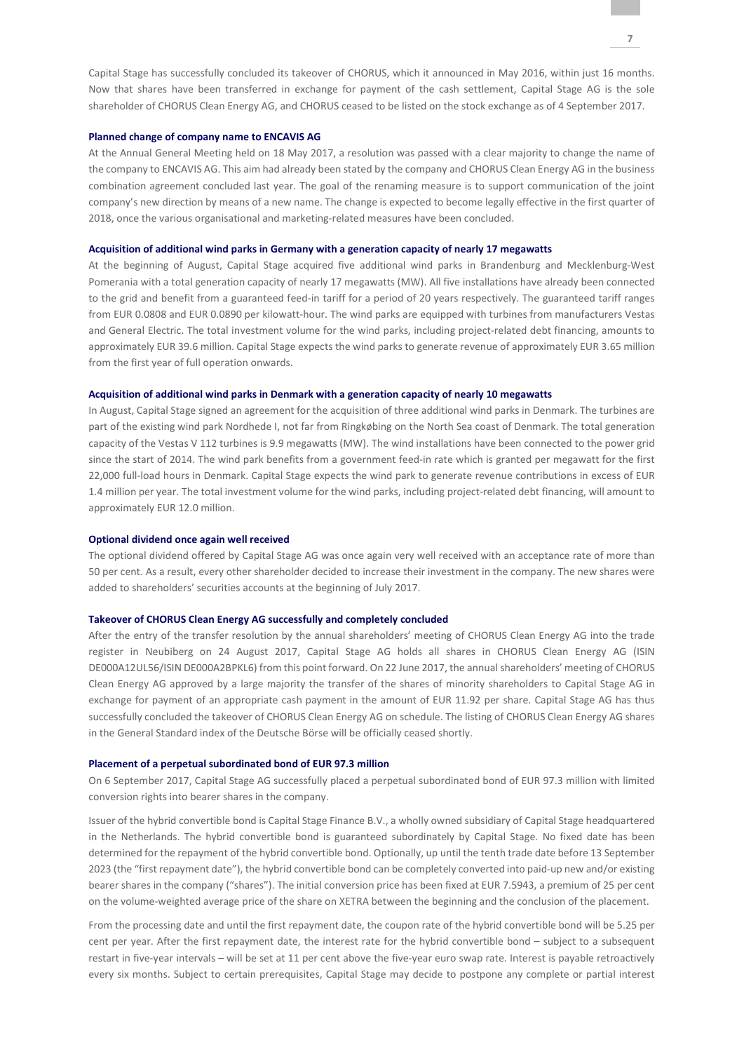Capital Stage has successfully concluded its takeover of CHORUS, which it announced in May 2016, within just 16 months. Now that shares have been transferred in exchange for payment of the cash settlement, Capital Stage AG is the sole shareholder of CHORUS Clean Energy AG, and CHORUS ceased to be listed on the stock exchange as of 4 September 2017.

### Planned change of company name to ENCAVIS AG

At the Annual General Meeting held on 18 May 2017, a resolution was passed with a clear majority to change the name of the company to ENCAVIS AG. This aim had already been stated by the company and CHORUS Clean Energy AG in the business combination agreement concluded last year. The goal of the renaming measure is to support communication of the joint company's new direction by means of a new name. The change is expected to become legally effective in the first quarter of 2018, once the various organisational and marketing-related measures have been concluded.

### Acquisition of additional wind parks in Germany with a generation capacity of nearly 17 megawatts

At the beginning of August, Capital Stage acquired five additional wind parks in Brandenburg and Mecklenburg-West Pomerania with a total generation capacity of nearly 17 megawatts (MW). All five installations have already been connected to the grid and benefit from a guaranteed feed-in tariff for a period of 20 years respectively. The guaranteed tariff ranges from EUR 0.0808 and EUR 0.0890 per kilowatt-hour. The wind parks are equipped with turbines from manufacturers Vestas and General Electric. The total investment volume for the wind parks, including project-related debt financing, amounts to approximately EUR 39.6 million. Capital Stage expects the wind parks to generate revenue of approximately EUR 3.65 million from the first year of full operation onwards.

### Acquisition of additional wind parks in Denmark with a generation capacity of nearly 10 megawatts

In August, Capital Stage signed an agreement for the acquisition of three additional wind parks in Denmark. The turbines are part of the existing wind park Nordhede I, not far from Ringkøbing on the North Sea coast of Denmark. The total generation capacity of the Vestas V 112 turbines is 9.9 megawatts (MW). The wind installations have been connected to the power grid since the start of 2014. The wind park benefits from a government feed-in rate which is granted per megawatt for the first 22,000 full-load hours in Denmark. Capital Stage expects the wind park to generate revenue contributions in excess of EUR 1.4 million per year. The total investment volume for the wind parks, including project-related debt financing, will amount to approximately EUR 12.0 million.

### Optional dividend once again well received

The optional dividend offered by Capital Stage AG was once again very well received with an acceptance rate of more than 50 per cent. As a result, every other shareholder decided to increase their investment in the company. The new shares were added to shareholders' securities accounts at the beginning of July 2017.

### Takeover of CHORUS Clean Energy AG successfully and completely concluded

After the entry of the transfer resolution by the annual shareholders' meeting of CHORUS Clean Energy AG into the trade register in Neubiberg on 24 August 2017, Capital Stage AG holds all shares in CHORUS Clean Energy AG (ISIN DE000A12UL56/ISIN DE000A2BPKL6) from this point forward. On 22 June 2017, the annual shareholders' meeting of CHORUS Clean Energy AG approved by a large majority the transfer of the shares of minority shareholders to Capital Stage AG in exchange for payment of an appropriate cash payment in the amount of EUR 11.92 per share. Capital Stage AG has thus successfully concluded the takeover of CHORUS Clean Energy AG on schedule. The listing of CHORUS Clean Energy AG shares in the General Standard index of the Deutsche Börse will be officially ceased shortly.

### Placement of a perpetual subordinated bond of EUR 97.3 million

On 6 September 2017, Capital Stage AG successfully placed a perpetual subordinated bond of EUR 97.3 million with limited conversion rights into bearer shares in the company.

Issuer of the hybrid convertible bond is Capital Stage Finance B.V., a wholly owned subsidiary of Capital Stage headquartered in the Netherlands. The hybrid convertible bond is guaranteed subordinately by Capital Stage. No fixed date has been determined for the repayment of the hybrid convertible bond. Optionally, up until the tenth trade date before 13 September 2023 (the "first repayment date"), the hybrid convertible bond can be completely converted into paid-up new and/or existing bearer shares in the company ("shares"). The initial conversion price has been fixed at EUR 7.5943, a premium of 25 per cent on the volume-weighted average price of the share on XETRA between the beginning and the conclusion of the placement.

From the processing date and until the first repayment date, the coupon rate of the hybrid convertible bond will be 5.25 per cent per year. After the first repayment date, the interest rate for the hybrid convertible bond – subject to a subsequent restart in five-year intervals – will be set at 11 per cent above the five-year euro swap rate. Interest is payable retroactively every six months. Subject to certain prerequisites, Capital Stage may decide to postpone any complete or partial interest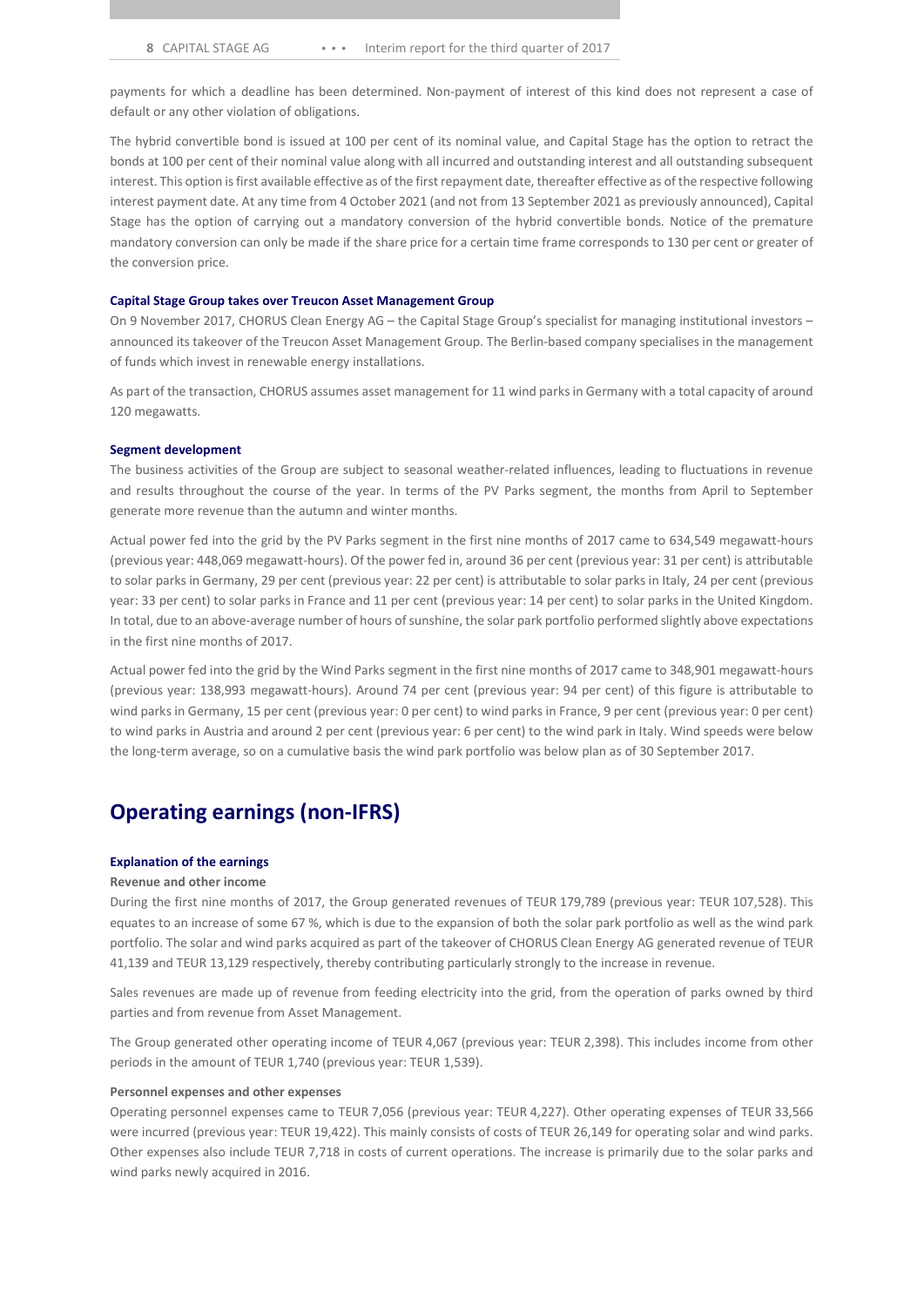payments for which a deadline has been determined. Non-payment of interest of this kind does not represent a case of default or any other violation of obligations.

The hybrid convertible bond is issued at 100 per cent of its nominal value, and Capital Stage has the option to retract the bonds at 100 per cent of their nominal value along with all incurred and outstanding interest and all outstanding subsequent interest. This option is first available effective as of the first repayment date, thereafter effective as of the respective following interest payment date. At any time from 4 October 2021 (and not from 13 September 2021 as previously announced), Capital Stage has the option of carrying out a mandatory conversion of the hybrid convertible bonds. Notice of the premature mandatory conversion can only be made if the share price for a certain time frame corresponds to 130 per cent or greater of the conversion price.

#### Capital Stage Group takes over Treucon Asset Management Group

On 9 November 2017, CHORUS Clean Energy AG – the Capital Stage Group's specialist for managing institutional investors – announced its takeover of the Treucon Asset Management Group. The Berlin-based company specialises in the management of funds which invest in renewable energy installations.

As part of the transaction, CHORUS assumes asset management for 11 wind parks in Germany with a total capacity of around 120 megawatts.

#### Segment development

The business activities of the Group are subject to seasonal weather-related influences, leading to fluctuations in revenue and results throughout the course of the year. In terms of the PV Parks segment, the months from April to September generate more revenue than the autumn and winter months.

Actual power fed into the grid by the PV Parks segment in the first nine months of 2017 came to 634,549 megawatt-hours (previous year: 448,069 megawatt-hours). Of the power fed in, around 36 per cent (previous year: 31 per cent) is attributable to solar parks in Germany, 29 per cent (previous year: 22 per cent) is attributable to solar parks in Italy, 24 per cent (previous year: 33 per cent) to solar parks in France and 11 per cent (previous year: 14 per cent) to solar parks in the United Kingdom. In total, due to an above-average number of hours of sunshine, the solar park portfolio performed slightly above expectations in the first nine months of 2017.

Actual power fed into the grid by the Wind Parks segment in the first nine months of 2017 came to 348,901 megawatt-hours (previous year: 138,993 megawatt-hours). Around 74 per cent (previous year: 94 per cent) of this figure is attributable to wind parks in Germany, 15 per cent (previous year: 0 per cent) to wind parks in France, 9 per cent (previous year: 0 per cent) to wind parks in Austria and around 2 per cent (previous year: 6 per cent) to the wind park in Italy. Wind speeds were below the long-term average, so on a cumulative basis the wind park portfolio was below plan as of 30 September 2017.

## Operating earnings (non-IFRS)

#### Explanation of the earnings

**Revenue and other income**

During the first nine months of 2017, the Group generated revenues of TEUR 179,789 (previous year: TEUR 107,528). This equates to an increase of some 67 %, which is due to the expansion of both the solar park portfolio as well as the wind park portfolio. The solar and wind parks acquired as part of the takeover of CHORUS Clean Energy AG generated revenue of TEUR 41,139 and TEUR 13,129 respectively, thereby contributing particularly strongly to the increase in revenue.

Sales revenues are made up of revenue from feeding electricity into the grid, from the operation of parks owned by third parties and from revenue from Asset Management.

The Group generated other operating income of TEUR 4,067 (previous year: TEUR 2,398). This includes income from other periods in the amount of TEUR 1,740 (previous year: TEUR 1,539).

**Personnel expenses and other expenses**

Operating personnel expenses came to TEUR 7,056 (previous year: TEUR 4,227). Other operating expenses of TEUR 33,566 were incurred (previous year: TEUR 19,422). This mainly consists of costs of TEUR 26,149 for operating solar and wind parks. Other expenses also include TEUR 7,718 in costs of current operations. The increase is primarily due to the solar parks and wind parks newly acquired in 2016.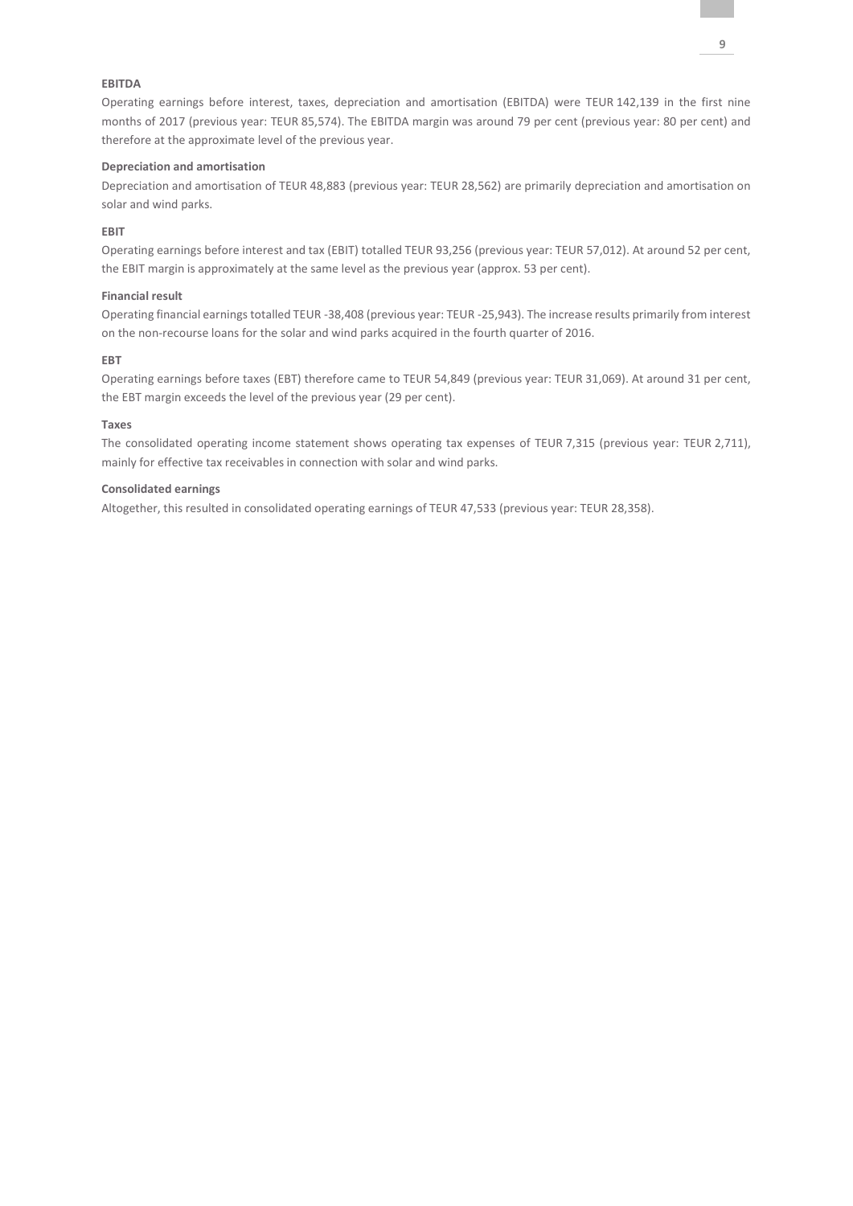**EBITDA**

Operating earnings before interest, taxes, depreciation and amortisation (EBITDA) were TEUR 142,139 in the first nine months of 2017 (previous year: TEUR 85,574). The EBITDA margin was around 79 per cent (previous year: 80 per cent) and therefore at the approximate level of the previous year.

**Depreciation and amortisation**

Depreciation and amortisation of TEUR 48,883 (previous year: TEUR 28,562) are primarily depreciation and amortisation on solar and wind parks.

**EBIT**

Operating earnings before interest and tax (EBIT) totalled TEUR 93,256 (previous year: TEUR 57,012). At around 52 per cent, the EBIT margin is approximately at the same level as the previous year (approx. 53 per cent).

**Financial result**

Operating financial earnings totalled TEUR -38,408 (previous year: TEUR -25,943). The increase results primarily from interest on the non-recourse loans for the solar and wind parks acquired in the fourth quarter of 2016.

**EBT**

Operating earnings before taxes (EBT) therefore came to TEUR 54,849 (previous year: TEUR 31,069). At around 31 per cent, the EBT margin exceeds the level of the previous year (29 per cent).

**Taxes**

The consolidated operating income statement shows operating tax expenses of TEUR 7,315 (previous year: TEUR 2,711), mainly for effective tax receivables in connection with solar and wind parks.

**Consolidated earnings**

Altogether, this resulted in consolidated operating earnings of TEUR 47,533 (previous year: TEUR 28,358).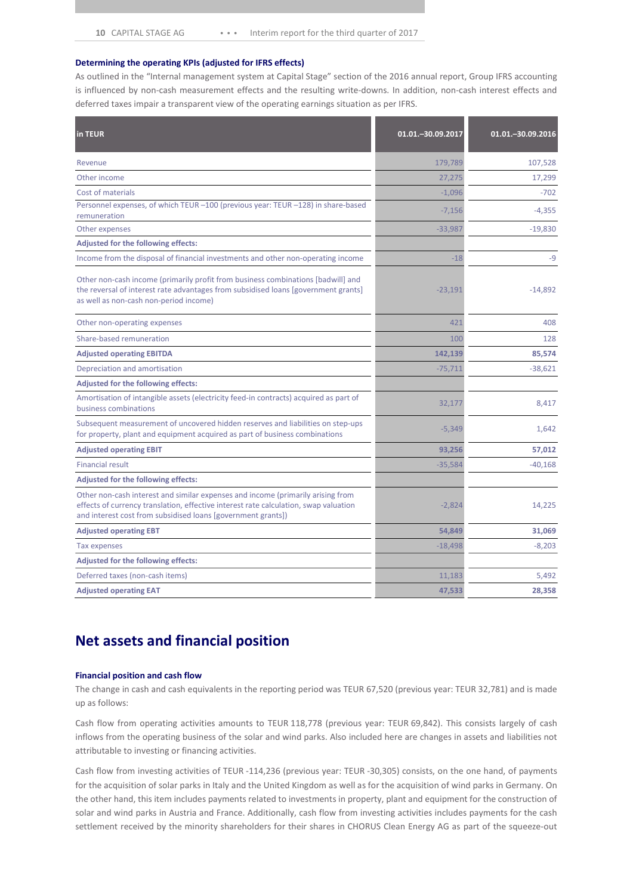#### Determining the operating KPIs (adjusted for IFRS effects)

As outlined in the "Internal management system at Capital Stage" section of the 2016 annual report, Group IFRS accounting is influenced by non-cash measurement effects and the resulting write-downs. In addition, non-cash interest effects and deferred taxes impair a transparent view of the operating earnings situation as per IFRS.

| in TEUR | 01.01.–30.09.2017 | 01.01.–30.09.2016 |
|---|---|---|
| Revenue | 179,789 | 107,528 |
| Other income | 27,275 | 17,299 |
| Cost of materials | -1,096 | -702 |
| Personnel expenses, of which TEUR –100 (previous year: TEUR –128) in share-based remuneration | -7,156 | -4,355 |
| Other expenses | -33,987 | -19,830 |
| **Adjusted for the following effects:** | | |
| Income from the disposal of financial investments and other non-operating income | -18 | -9 |
| Other non-cash income (primarily profit from business combinations [badwill] and the reversal of interest rate advantages from subsidised loans [government grants] as well as non-cash non-period income) | -23,191 | -14,892 |
| Other non-operating expenses | 421 | 408 |
| Share-based remuneration | 100 | 128 |
| **Adjusted operating EBITDA** | **142,139** | **85,574** |
| Depreciation and amortisation | -75,711 | -38,621 |
| **Adjusted for the following effects:** | | |
| Amortisation of intangible assets (electricity feed-in contracts) acquired as part of business combinations | 32,177 | 8,417 |
| Subsequent measurement of uncovered hidden reserves and liabilities on step-ups for property, plant and equipment acquired as part of business combinations | -5,349 | 1,642 |
| **Adjusted operating EBIT** | **93,256** | **57,012** |
| Financial result | -35,584 | -40,168 |
| **Adjusted for the following effects:** | | |
| Other non-cash interest and similar expenses and income (primarily arising from effects of currency translation, effective interest rate calculation, swap valuation and interest cost from subsidised loans [government grants]) | -2,824 | 14,225 |
| **Adjusted operating EBT** | **54,849** | **31,069** |
| Tax expenses | -18,498 | -8,203 |
| **Adjusted for the following effects:** | | |
| Deferred taxes (non-cash items) | 11,183 | 5,492 |
| **Adjusted operating EAT** | **47,533** | **28,358** |

## Net assets and financial position

#### Financial position and cash flow

The change in cash and cash equivalents in the reporting period was TEUR 67,520 (previous year: TEUR 32,781) and is made up as follows:

Cash flow from operating activities amounts to TEUR 118,778 (previous year: TEUR 69,842). This consists largely of cash inflows from the operating business of the solar and wind parks. Also included here are changes in assets and liabilities not attributable to investing or financing activities.

Cash flow from investing activities of TEUR -114,236 (previous year: TEUR -30,305) consists, on the one hand, of payments for the acquisition of solar parks in Italy and the United Kingdom as well as for the acquisition of wind parks in Germany. On the other hand, this item includes payments related to investments in property, plant and equipment for the construction of solar and wind parks in Austria and France. Additionally, cash flow from investing activities includes payments for the cash settlement received by the minority shareholders for their shares in CHORUS Clean Energy AG as part of the squeeze-out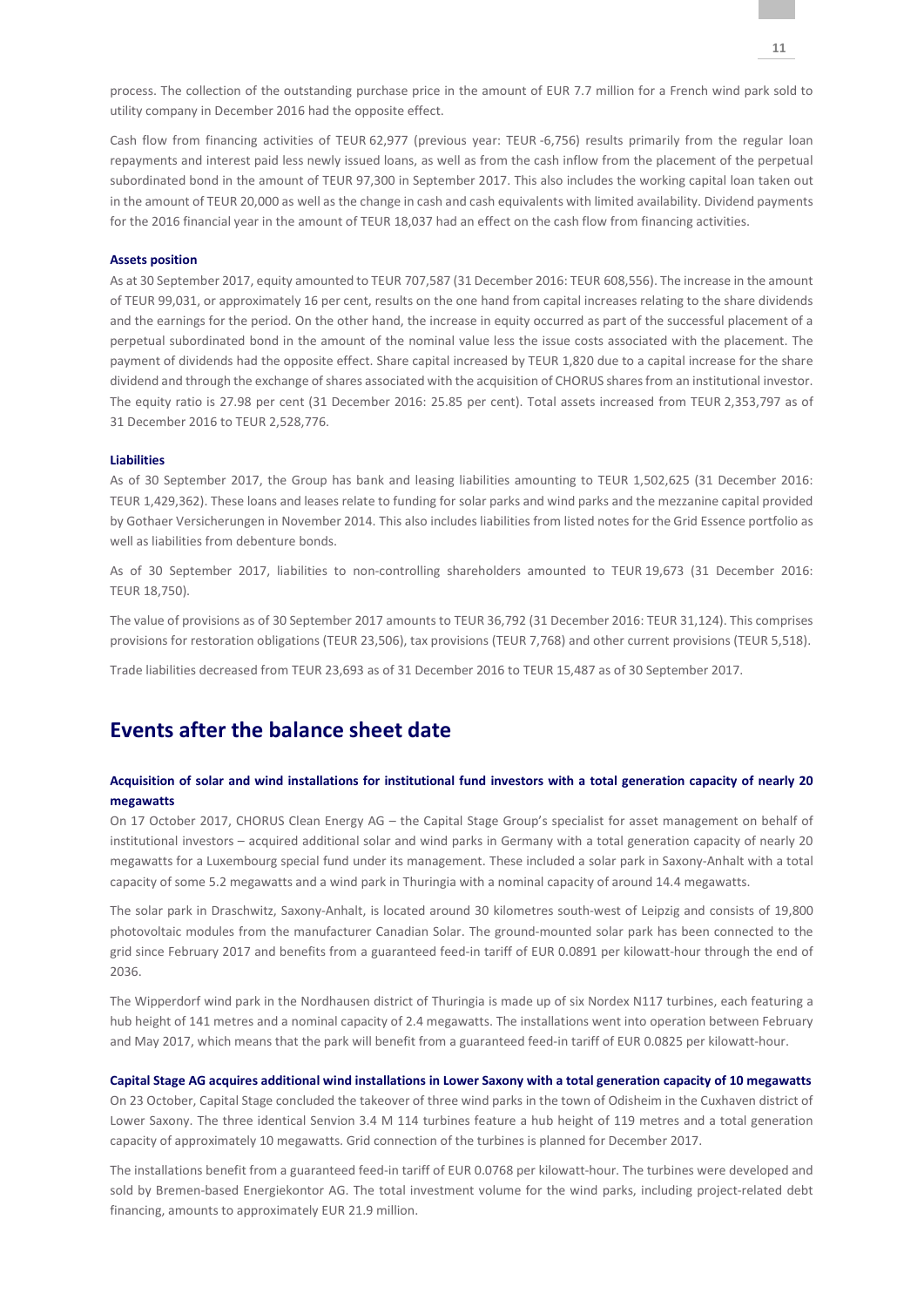process. The collection of the outstanding purchase price in the amount of EUR 7.7 million for a French wind park sold to utility company in December 2016 had the opposite effect.

Cash flow from financing activities of TEUR 62,977 (previous year: TEUR -6,756) results primarily from the regular loan repayments and interest paid less newly issued loans, as well as from the cash inflow from the placement of the perpetual subordinated bond in the amount of TEUR 97,300 in September 2017. This also includes the working capital loan taken out in the amount of TEUR 20,000 as well as the change in cash and cash equivalents with limited availability. Dividend payments for the 2016 financial year in the amount of TEUR 18,037 had an effect on the cash flow from financing activities.

**Assets position**

As at 30 September 2017, equity amounted to TEUR 707,587 (31 December 2016: TEUR 608,556). The increase in the amount of TEUR 99,031, or approximately 16 per cent, results on the one hand from capital increases relating to the share dividends and the earnings for the period. On the other hand, the increase in equity occurred as part of the successful placement of a perpetual subordinated bond in the amount of the nominal value less the issue costs associated with the placement. The payment of dividends had the opposite effect. Share capital increased by TEUR 1,820 due to a capital increase for the share dividend and through the exchange of shares associated with the acquisition of CHORUS shares from an institutional investor. The equity ratio is 27.98 per cent (31 December 2016: 25.85 per cent). Total assets increased from TEUR 2,353,797 as of 31 December 2016 to TEUR 2,528,776.

**Liabilities**

As of 30 September 2017, the Group has bank and leasing liabilities amounting to TEUR 1,502,625 (31 December 2016: TEUR 1,429,362). These loans and leases relate to funding for solar parks and wind parks and the mezzanine capital provided by Gothaer Versicherungen in November 2014. This also includes liabilities from listed notes for the Grid Essence portfolio as well as liabilities from debenture bonds.

As of 30 September 2017, liabilities to non-controlling shareholders amounted to TEUR 19,673 (31 December 2016: TEUR 18,750).

The value of provisions as of 30 September 2017 amounts to TEUR 36,792 (31 December 2016: TEUR 31,124). This comprises provisions for restoration obligations (TEUR 23,506), tax provisions (TEUR 7,768) and other current provisions (TEUR 5,518).

Trade liabilities decreased from TEUR 23,693 as of 31 December 2016 to TEUR 15,487 as of 30 September 2017.

## Events after the balance sheet date

**Acquisition of solar and wind installations for institutional fund investors with a total generation capacity of nearly 20 megawatts**

On 17 October 2017, CHORUS Clean Energy AG – the Capital Stage Group's specialist for asset management on behalf of institutional investors – acquired additional solar and wind parks in Germany with a total generation capacity of nearly 20 megawatts for a Luxembourg special fund under its management. These included a solar park in Saxony-Anhalt with a total capacity of some 5.2 megawatts and a wind park in Thuringia with a nominal capacity of around 14.4 megawatts.

The solar park in Draschwitz, Saxony-Anhalt, is located around 30 kilometres south-west of Leipzig and consists of 19,800 photovoltaic modules from the manufacturer Canadian Solar. The ground-mounted solar park has been connected to the grid since February 2017 and benefits from a guaranteed feed-in tariff of EUR 0.0891 per kilowatt-hour through the end of 2036.

The Wipperdorf wind park in the Nordhausen district of Thuringia is made up of six Nordex N117 turbines, each featuring a hub height of 141 metres and a nominal capacity of 2.4 megawatts. The installations went into operation between February and May 2017, which means that the park will benefit from a guaranteed feed-in tariff of EUR 0.0825 per kilowatt-hour.

**Capital Stage AG acquires additional wind installations in Lower Saxony with a total generation capacity of 10 megawatts**

On 23 October, Capital Stage concluded the takeover of three wind parks in the town of Odisheim in the Cuxhaven district of Lower Saxony. The three identical Senvion 3.4 M 114 turbines feature a hub height of 119 metres and a total generation capacity of approximately 10 megawatts. Grid connection of the turbines is planned for December 2017.

The installations benefit from a guaranteed feed-in tariff of EUR 0.0768 per kilowatt-hour. The turbines were developed and sold by Bremen-based Energiekontor AG. The total investment volume for the wind parks, including project-related debt financing, amounts to approximately EUR 21.9 million.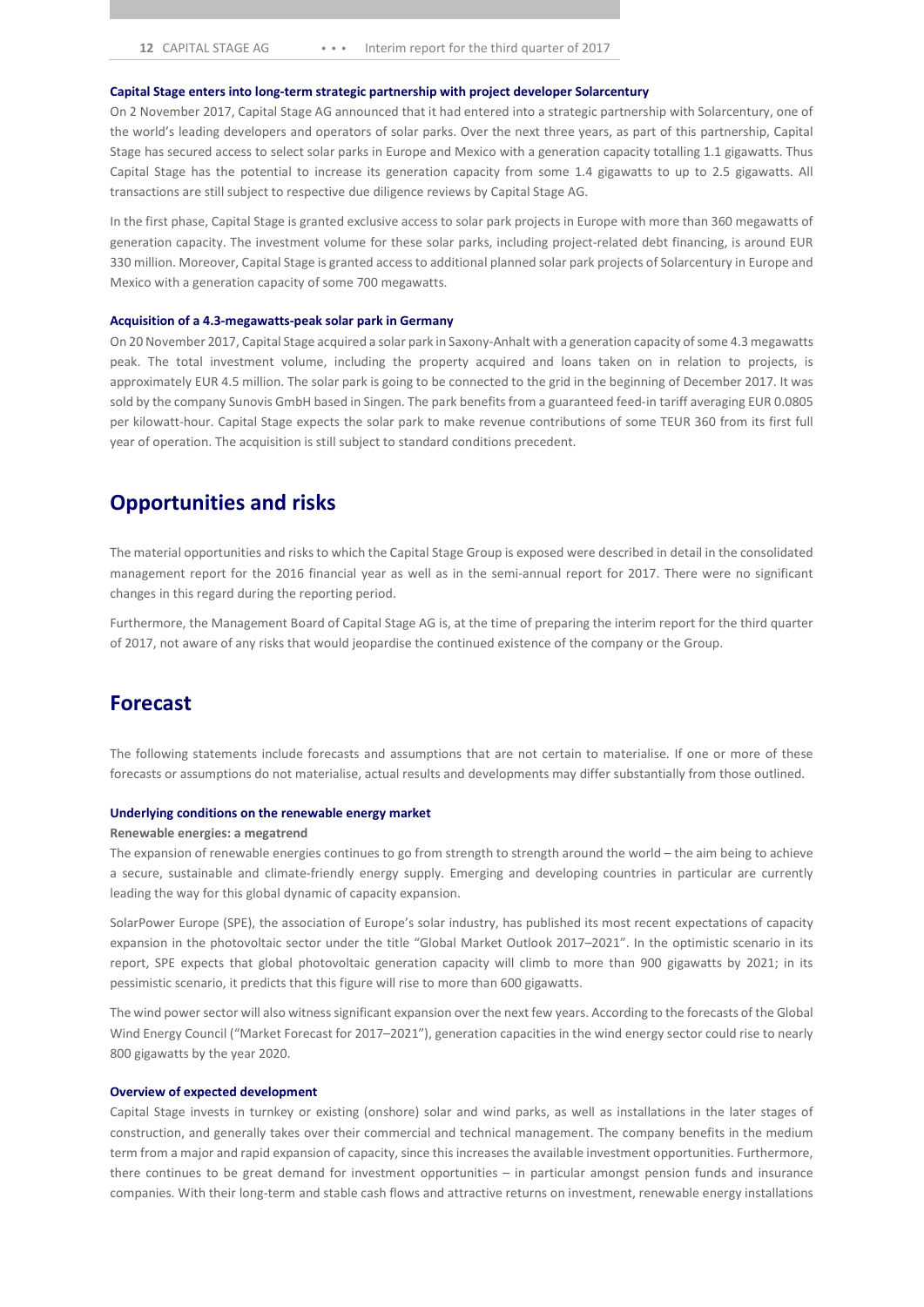### Capital Stage enters into long-term strategic partnership with project developer Solarcentury

On 2 November 2017, Capital Stage AG announced that it had entered into a strategic partnership with Solarcentury, one of the world's leading developers and operators of solar parks. Over the next three years, as part of this partnership, Capital Stage has secured access to select solar parks in Europe and Mexico with a generation capacity totalling 1.1 gigawatts. Thus Capital Stage has the potential to increase its generation capacity from some 1.4 gigawatts to up to 2.5 gigawatts. All transactions are still subject to respective due diligence reviews by Capital Stage AG.

In the first phase, Capital Stage is granted exclusive access to solar park projects in Europe with more than 360 megawatts of generation capacity. The investment volume for these solar parks, including project-related debt financing, is around EUR 330 million. Moreover, Capital Stage is granted access to additional planned solar park projects of Solarcentury in Europe and Mexico with a generation capacity of some 700 megawatts.

### Acquisition of a 4.3-megawatts-peak solar park in Germany

On 20 November 2017, Capital Stage acquired a solar park in Saxony-Anhalt with a generation capacity of some 4.3 megawatts peak. The total investment volume, including the property acquired and loans taken on in relation to projects, is approximately EUR 4.5 million. The solar park is going to be connected to the grid in the beginning of December 2017. It was sold by the company Sunovis GmbH based in Singen. The park benefits from a guaranteed feed-in tariff averaging EUR 0.0805 per kilowatt-hour. Capital Stage expects the solar park to make revenue contributions of some TEUR 360 from its first full year of operation. The acquisition is still subject to standard conditions precedent.

## Opportunities and risks

The material opportunities and risks to which the Capital Stage Group is exposed were described in detail in the consolidated management report for the 2016 financial year as well as in the semi-annual report for 2017. There were no significant changes in this regard during the reporting period.

Furthermore, the Management Board of Capital Stage AG is, at the time of preparing the interim report for the third quarter of 2017, not aware of any risks that would jeopardise the continued existence of the company or the Group.

## Forecast

The following statements include forecasts and assumptions that are not certain to materialise. If one or more of these forecasts or assumptions do not materialise, actual results and developments may differ substantially from those outlined.

### Underlying conditions on the renewable energy market

**Renewable energies: a megatrend**

The expansion of renewable energies continues to go from strength to strength around the world – the aim being to achieve a secure, sustainable and climate-friendly energy supply. Emerging and developing countries in particular are currently leading the way for this global dynamic of capacity expansion.

SolarPower Europe (SPE), the association of Europe's solar industry, has published its most recent expectations of capacity expansion in the photovoltaic sector under the title "Global Market Outlook 2017–2021". In the optimistic scenario in its report, SPE expects that global photovoltaic generation capacity will climb to more than 900 gigawatts by 2021; in its pessimistic scenario, it predicts that this figure will rise to more than 600 gigawatts.

The wind power sector will also witness significant expansion over the next few years. According to the forecasts of the Global Wind Energy Council ("Market Forecast for 2017–2021"), generation capacities in the wind energy sector could rise to nearly 800 gigawatts by the year 2020.

### Overview of expected development

Capital Stage invests in turnkey or existing (onshore) solar and wind parks, as well as installations in the later stages of construction, and generally takes over their commercial and technical management. The company benefits in the medium term from a major and rapid expansion of capacity, since this increases the available investment opportunities. Furthermore, there continues to be great demand for investment opportunities – in particular amongst pension funds and insurance companies. With their long-term and stable cash flows and attractive returns on investment, renewable energy installations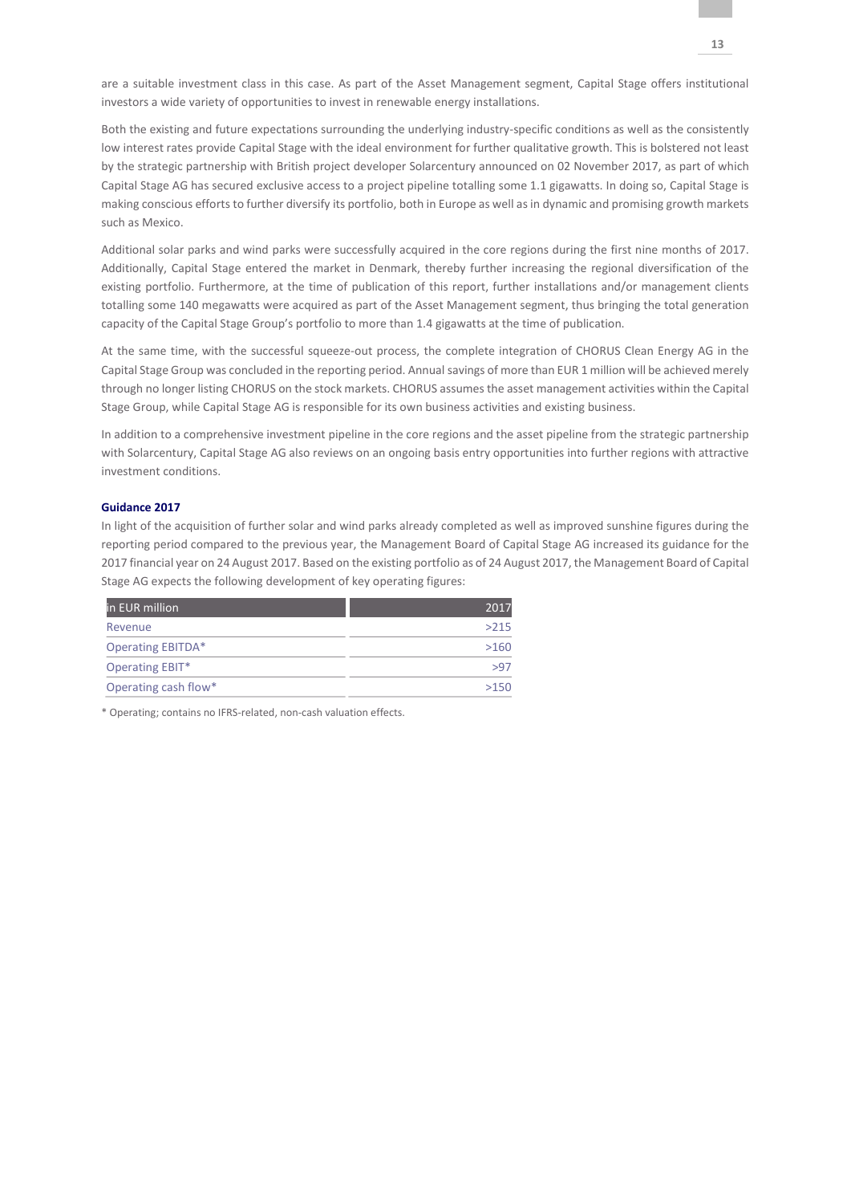are a suitable investment class in this case. As part of the Asset Management segment, Capital Stage offers institutional investors a wide variety of opportunities to invest in renewable energy installations.

Both the existing and future expectations surrounding the underlying industry-specific conditions as well as the consistently low interest rates provide Capital Stage with the ideal environment for further qualitative growth. This is bolstered not least by the strategic partnership with British project developer Solarcentury announced on 02 November 2017, as part of which Capital Stage AG has secured exclusive access to a project pipeline totalling some 1.1 gigawatts. In doing so, Capital Stage is making conscious efforts to further diversify its portfolio, both in Europe as well as in dynamic and promising growth markets such as Mexico.

Additional solar parks and wind parks were successfully acquired in the core regions during the first nine months of 2017. Additionally, Capital Stage entered the market in Denmark, thereby further increasing the regional diversification of the existing portfolio. Furthermore, at the time of publication of this report, further installations and/or management clients totalling some 140 megawatts were acquired as part of the Asset Management segment, thus bringing the total generation capacity of the Capital Stage Group's portfolio to more than 1.4 gigawatts at the time of publication.

At the same time, with the successful squeeze-out process, the complete integration of CHORUS Clean Energy AG in the Capital Stage Group was concluded in the reporting period. Annual savings of more than EUR 1 million will be achieved merely through no longer listing CHORUS on the stock markets. CHORUS assumes the asset management activities within the Capital Stage Group, while Capital Stage AG is responsible for its own business activities and existing business.

In addition to a comprehensive investment pipeline in the core regions and the asset pipeline from the strategic partnership with Solarcentury, Capital Stage AG also reviews on an ongoing basis entry opportunities into further regions with attractive investment conditions.

**Guidance 2017**

In light of the acquisition of further solar and wind parks already completed as well as improved sunshine figures during the reporting period compared to the previous year, the Management Board of Capital Stage AG increased its guidance for the 2017 financial year on 24 August 2017. Based on the existing portfolio as of 24 August 2017, the Management Board of Capital Stage AG expects the following development of key operating figures:

| in EUR million | 2017 |
|---|---|
| Revenue | >215 |
| Operating EBITDA* | >160 |
| Operating EBIT* | >97 |
| Operating cash flow* | >150 |

* Operating; contains no IFRS-related, non-cash valuation effects.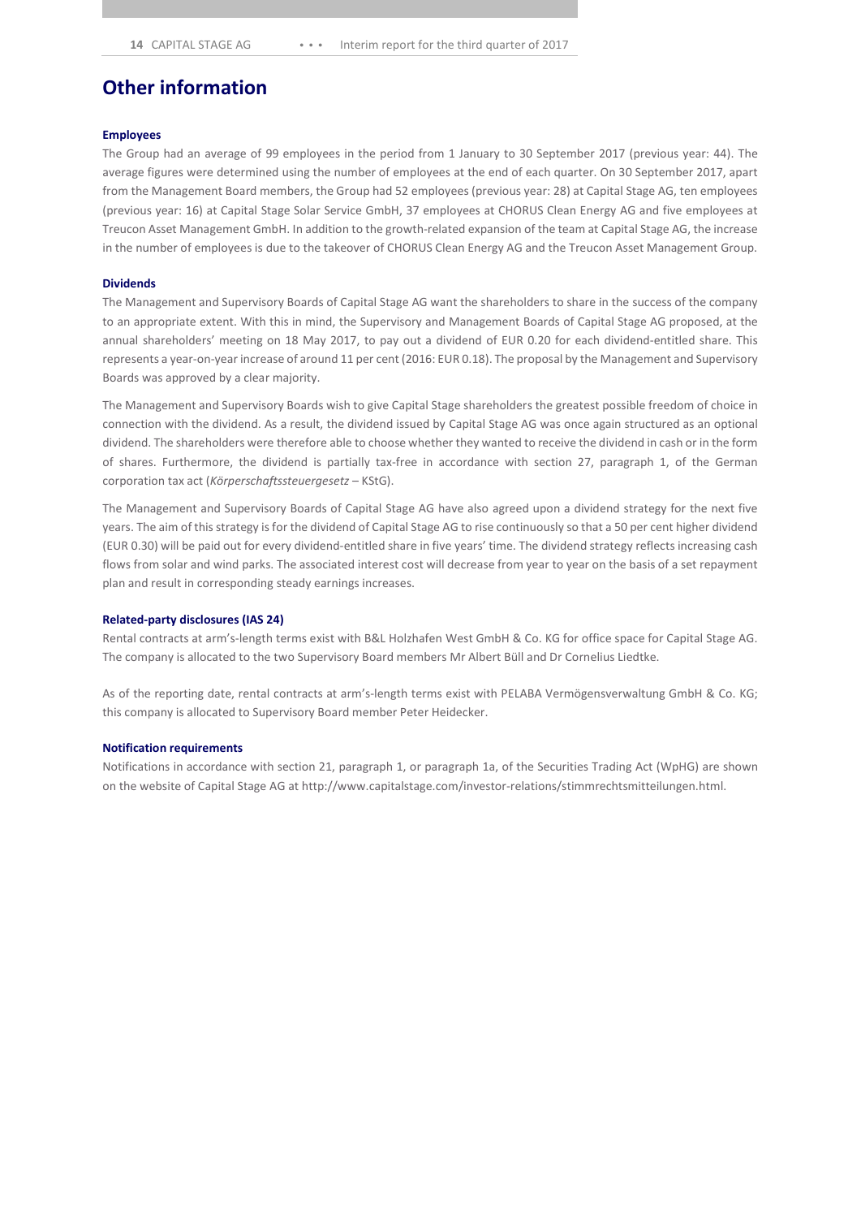# Other information

### Employees

The Group had an average of 99 employees in the period from 1 January to 30 September 2017 (previous year: 44). The average figures were determined using the number of employees at the end of each quarter. On 30 September 2017, apart from the Management Board members, the Group had 52 employees (previous year: 28) at Capital Stage AG, ten employees (previous year: 16) at Capital Stage Solar Service GmbH, 37 employees at CHORUS Clean Energy AG and five employees at Treucon Asset Management GmbH. In addition to the growth-related expansion of the team at Capital Stage AG, the increase in the number of employees is due to the takeover of CHORUS Clean Energy AG and the Treucon Asset Management Group.

### Dividends

The Management and Supervisory Boards of Capital Stage AG want the shareholders to share in the success of the company to an appropriate extent. With this in mind, the Supervisory and Management Boards of Capital Stage AG proposed, at the annual shareholders' meeting on 18 May 2017, to pay out a dividend of EUR 0.20 for each dividend-entitled share. This represents a year-on-year increase of around 11 per cent (2016: EUR 0.18). The proposal by the Management and Supervisory Boards was approved by a clear majority.

The Management and Supervisory Boards wish to give Capital Stage shareholders the greatest possible freedom of choice in connection with the dividend. As a result, the dividend issued by Capital Stage AG was once again structured as an optional dividend. The shareholders were therefore able to choose whether they wanted to receive the dividend in cash or in the form of shares. Furthermore, the dividend is partially tax-free in accordance with section 27, paragraph 1, of the German corporation tax act (*Körperschaftssteuergesetz* – KStG).

The Management and Supervisory Boards of Capital Stage AG have also agreed upon a dividend strategy for the next five years. The aim of this strategy is for the dividend of Capital Stage AG to rise continuously so that a 50 per cent higher dividend (EUR 0.30) will be paid out for every dividend-entitled share in five years' time. The dividend strategy reflects increasing cash flows from solar and wind parks. The associated interest cost will decrease from year to year on the basis of a set repayment plan and result in corresponding steady earnings increases.

### Related-party disclosures (IAS 24)

Rental contracts at arm's-length terms exist with B&L Holzhafen West GmbH & Co. KG for office space for Capital Stage AG. The company is allocated to the two Supervisory Board members Mr Albert Büll and Dr Cornelius Liedtke.

As of the reporting date, rental contracts at arm's-length terms exist with PELABA Vermögensverwaltung GmbH & Co. KG; this company is allocated to Supervisory Board member Peter Heidecker.

### Notification requirements

Notifications in accordance with section 21, paragraph 1, or paragraph 1a, of the Securities Trading Act (WpHG) are shown on the website of Capital Stage AG at http://www.capitalstage.com/investor-relations/stimmrechtsmitteilungen.html.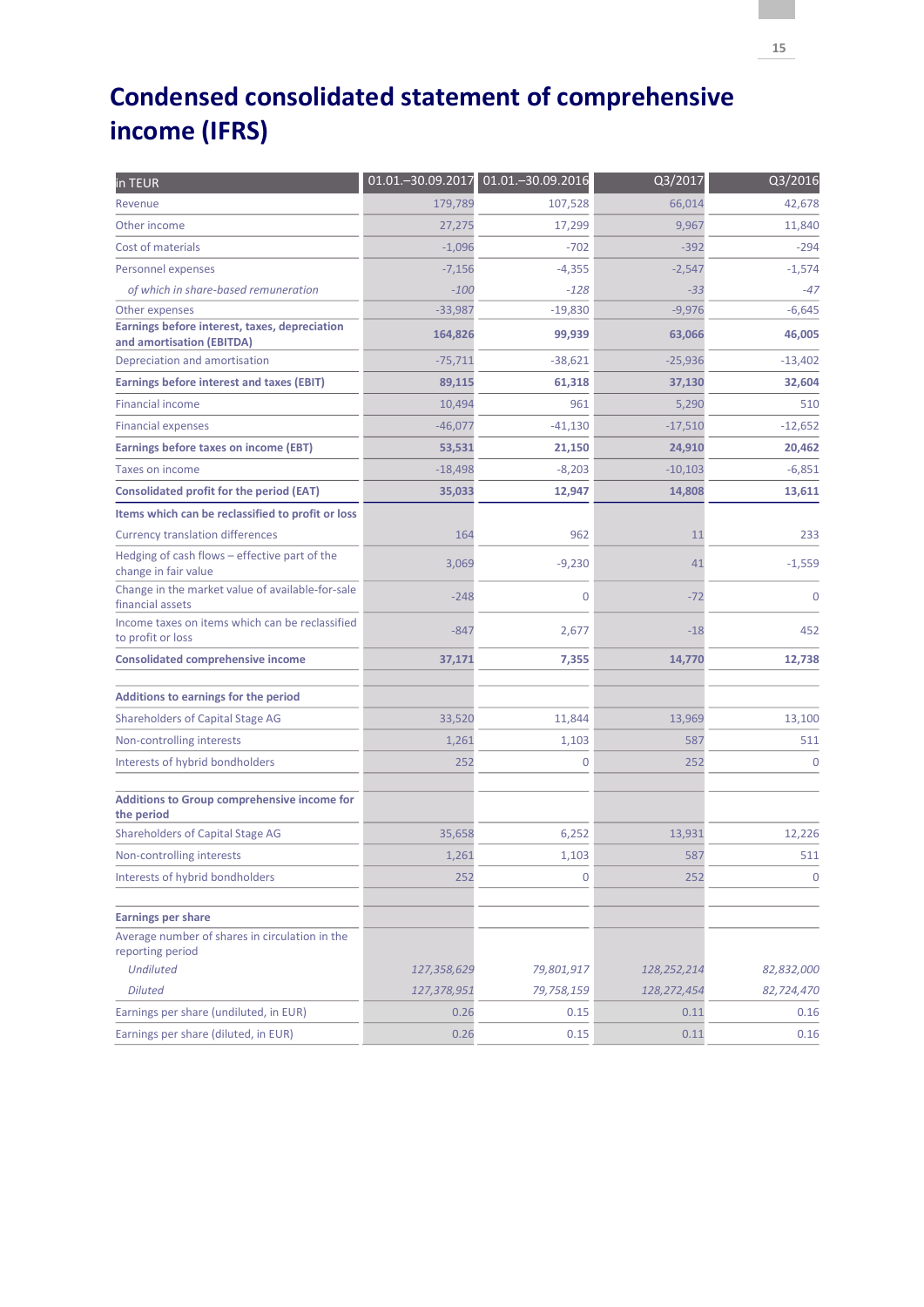# Condensed consolidated statement of comprehensive income (IFRS)

| in TEUR | 01.01.–30.09.2017 | 01.01.–30.09.2016 | Q3/2017 | Q3/2016 |
|---|---|---|---|---|
| Revenue | 179,789 | 107,528 | 66,014 | 42,678 |
| Other income | 27,275 | 17,299 | 9,967 | 11,840 |
| Cost of materials | -1,096 | -702 | -392 | -294 |
| Personnel expenses | -7,156 | -4,355 | -2,547 | -1,574 |
| *of which in share-based remuneration* | *-100* | *-128* | *-33* | *-47* |
| Other expenses | -33,987 | -19,830 | -9,976 | -6,645 |
| **Earnings before interest, taxes, depreciation and amortisation (EBITDA)** | **164,826** | **99,939** | **63,066** | **46,005** |
| Depreciation and amortisation | -75,711 | -38,621 | -25,936 | -13,402 |
| **Earnings before interest and taxes (EBIT)** | **89,115** | **61,318** | **37,130** | **32,604** |
| Financial income | 10,494 | 961 | 5,290 | 510 |
| Financial expenses | -46,077 | -41,130 | -17,510 | -12,652 |
| **Earnings before taxes on income (EBT)** | **53,531** | **21,150** | **24,910** | **20,462** |
| Taxes on income | -18,498 | -8,203 | -10,103 | -6,851 |
| **Consolidated profit for the period (EAT)** | **35,033** | **12,947** | **14,808** | **13,611** |
| **Items which can be reclassified to profit or loss** | | | | |
| Currency translation differences | 164 | 962 | 11 | 233 |
| Hedging of cash flows – effective part of the change in fair value | 3,069 | -9,230 | 41 | -1,559 |
| Change in the market value of available-for-sale financial assets | -248 | 0 | -72 | 0 |
| Income taxes on items which can be reclassified to profit or loss | -847 | 2,677 | -18 | 452 |
| **Consolidated comprehensive income** | **37,171** | **7,355** | **14,770** | **12,738** |
| | | | | |
| **Additions to earnings for the period** | | | | |
| Shareholders of Capital Stage AG | 33,520 | 11,844 | 13,969 | 13,100 |
| Non-controlling interests | 1,261 | 1,103 | 587 | 511 |
| Interests of hybrid bondholders | 252 | 0 | 252 | 0 |
| | | | | |
| **Additions to Group comprehensive income for the period** | | | | |
| Shareholders of Capital Stage AG | 35,658 | 6,252 | 13,931 | 12,226 |
| Non-controlling interests | 1,261 | 1,103 | 587 | 511 |
| Interests of hybrid bondholders | 252 | 0 | 252 | 0 |
| | | | | |
| **Earnings per share** | | | | |
| Average number of shares in circulation in the reporting period | | | | |
| *Undiluted* | *127,358,629* | *79,801,917* | *128,252,214* | *82,832,000* |
| *Diluted* | *127,378,951* | *79,758,159* | *128,272,454* | *82,724,470* |
| Earnings per share (undiluted, in EUR) | 0.26 | 0.15 | 0.11 | 0.16 |
| Earnings per share (diluted, in EUR) | 0.26 | 0.15 | 0.11 | 0.16 |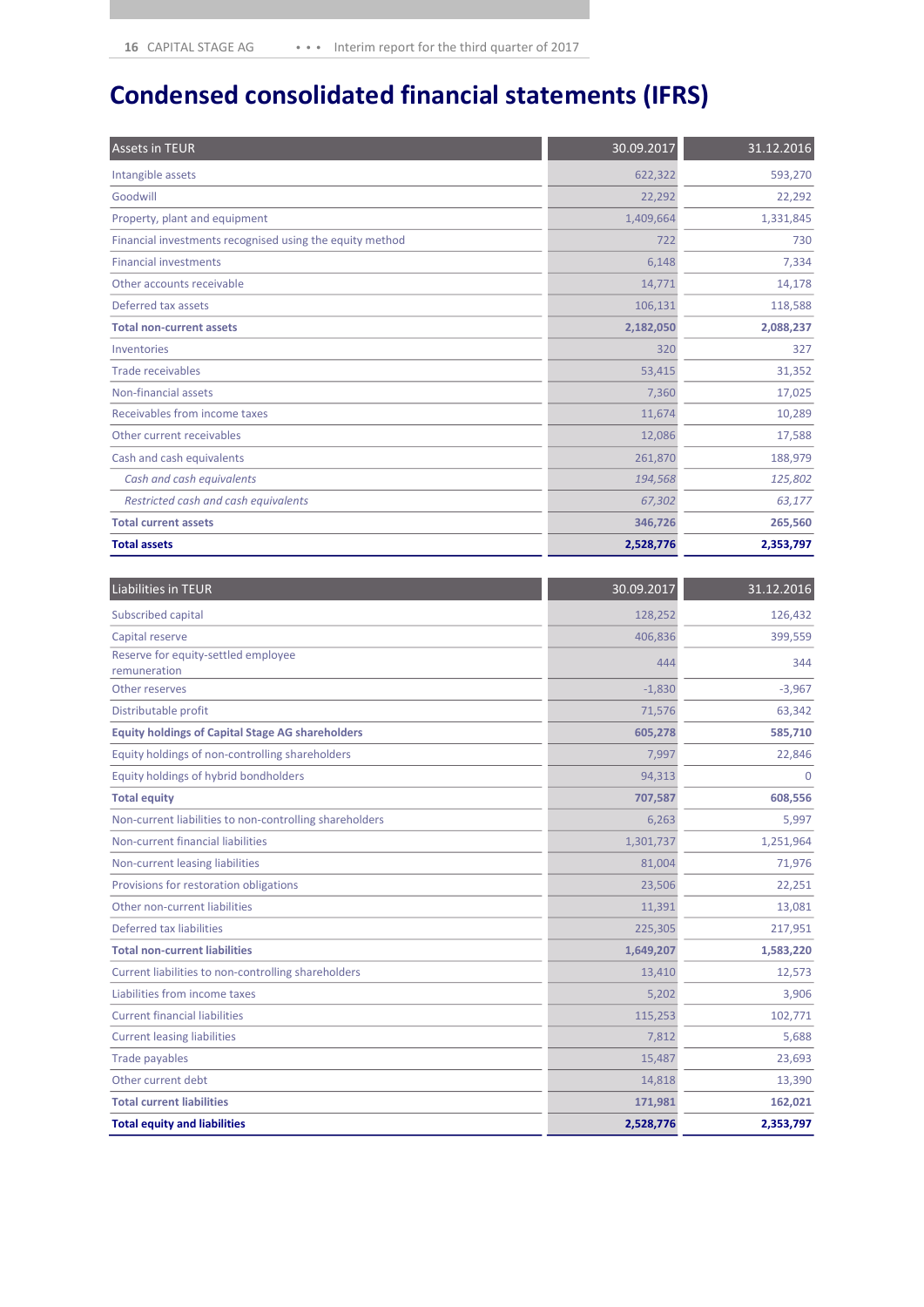# Condensed consolidated financial statements (IFRS)

| Assets in TEUR | 30.09.2017 | 31.12.2016 |
|---|---|---|
| Intangible assets | 622,322 | 593,270 |
| Goodwill | 22,292 | 22,292 |
| Property, plant and equipment | 1,409,664 | 1,331,845 |
| Financial investments recognised using the equity method | 722 | 730 |
| Financial investments | 6,148 | 7,334 |
| Other accounts receivable | 14,771 | 14,178 |
| Deferred tax assets | 106,131 | 118,588 |
| **Total non-current assets** | **2,182,050** | **2,088,237** |
| Inventories | 320 | 327 |
| Trade receivables | 53,415 | 31,352 |
| Non-financial assets | 7,360 | 17,025 |
| Receivables from income taxes | 11,674 | 10,289 |
| Other current receivables | 12,086 | 17,588 |
| Cash and cash equivalents | 261,870 | 188,979 |
| *Cash and cash equivalents* | *194,568* | *125,802* |
| *Restricted cash and cash equivalents* | *67,302* | *63,177* |
| **Total current assets** | **346,726** | **265,560** |
| **Total assets** | **2,528,776** | **2,353,797** |

| Liabilities in TEUR | 30.09.2017 | 31.12.2016 |
|---|---|---|
| Subscribed capital | 128,252 | 126,432 |
| Capital reserve | 406,836 | 399,559 |
| Reserve for equity-settled employee remuneration | 444 | 344 |
| Other reserves | -1,830 | -3,967 |
| Distributable profit | 71,576 | 63,342 |
| **Equity holdings of Capital Stage AG shareholders** | **605,278** | **585,710** |
| Equity holdings of non-controlling shareholders | 7,997 | 22,846 |
| Equity holdings of hybrid bondholders | 94,313 | 0 |
| **Total equity** | **707,587** | **608,556** |
| Non-current liabilities to non-controlling shareholders | 6,263 | 5,997 |
| Non-current financial liabilities | 1,301,737 | 1,251,964 |
| Non-current leasing liabilities | 81,004 | 71,976 |
| Provisions for restoration obligations | 23,506 | 22,251 |
| Other non-current liabilities | 11,391 | 13,081 |
| Deferred tax liabilities | 225,305 | 217,951 |
| **Total non-current liabilities** | **1,649,207** | **1,583,220** |
| Current liabilities to non-controlling shareholders | 13,410 | 12,573 |
| Liabilities from income taxes | 5,202 | 3,906 |
| Current financial liabilities | 115,253 | 102,771 |
| Current leasing liabilities | 7,812 | 5,688 |
| Trade payables | 15,487 | 23,693 |
| Other current debt | 14,818 | 13,390 |
| **Total current liabilities** | **171,981** | **162,021** |
| **Total equity and liabilities** | **2,528,776** | **2,353,797** |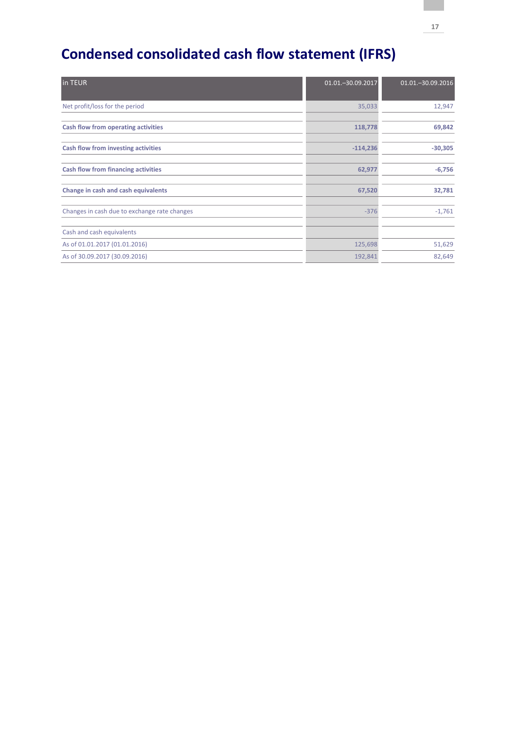# Condensed consolidated cash flow statement (IFRS)

| in TEUR | 01.01.–30.09.2017 | 01.01.–30.09.2016 |
|---|---|---|
| Net profit/loss for the period | 35,033 | 12,947 |
| **Cash flow from operating activities** | **118,778** | **69,842** |
| **Cash flow from investing activities** | **-114,236** | **-30,305** |
| **Cash flow from financing activities** | **62,977** | **-6,756** |
| **Change in cash and cash equivalents** | **67,520** | **32,781** |
| Changes in cash due to exchange rate changes | -376 | -1,761 |
| Cash and cash equivalents | | |
| As of 01.01.2017 (01.01.2016) | 125,698 | 51,629 |
| As of 30.09.2017 (30.09.2016) | 192,841 | 82,649 |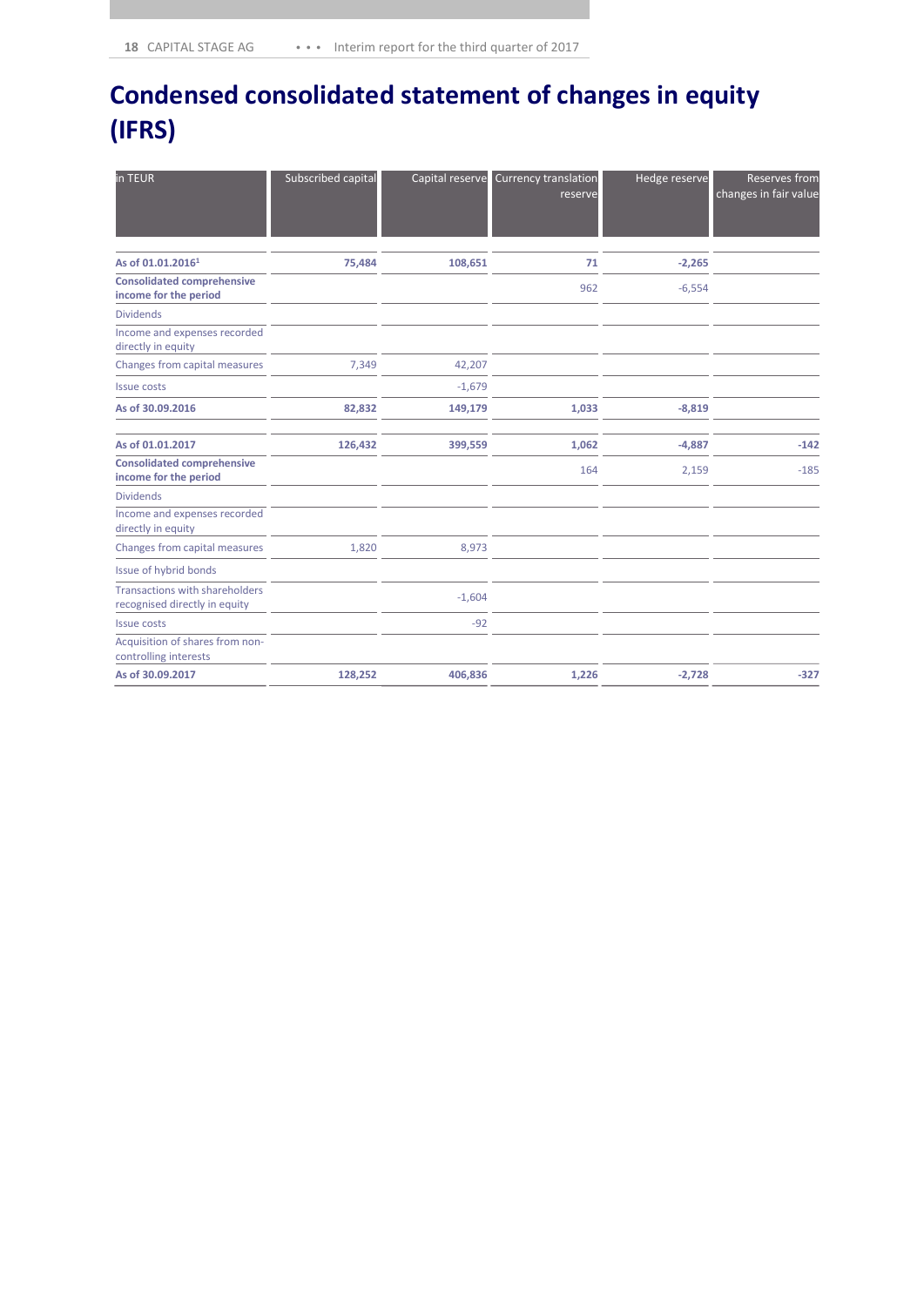# Condensed consolidated statement of changes in equity (IFRS)

| in TEUR | Subscribed capital | Capital reserve | Currency translation reserve | Hedge reserve | Reserves from changes in fair value |
|---|---|---|---|---|---|
| **As of 01.01.2016[1]** | **75,484** | **108,651** | **71** | **-2,265** | |
| **Consolidated comprehensive income for the period** | | | 962 | -6,554 | |
| Dividends | | | | | |
| Income and expenses recorded directly in equity | | | | | |
| Changes from capital measures | 7,349 | 42,207 | | | |
| Issue costs | | -1,679 | | | |
| **As of 30.09.2016** | **82,832** | **149,179** | **1,033** | **-8,819** | |
| **As of 01.01.2017** | **126,432** | **399,559** | **1,062** | **-4,887** | **-142** |
| **Consolidated comprehensive income for the period** | | | 164 | 2,159 | -185 |
| Dividends | | | | | |
| Income and expenses recorded directly in equity | | | | | |
| Changes from capital measures | 1,820 | 8,973 | | | |
| Issue of hybrid bonds | | | | | |
| Transactions with shareholders recognised directly in equity | | -1,604 | | | |
| Issue costs | | -92 | | | |
| Acquisition of shares from non-controlling interests | | | | | |
| **As of 30.09.2017** | **128,252** | **406,836** | **1,226** | **-2,728** | **-327** |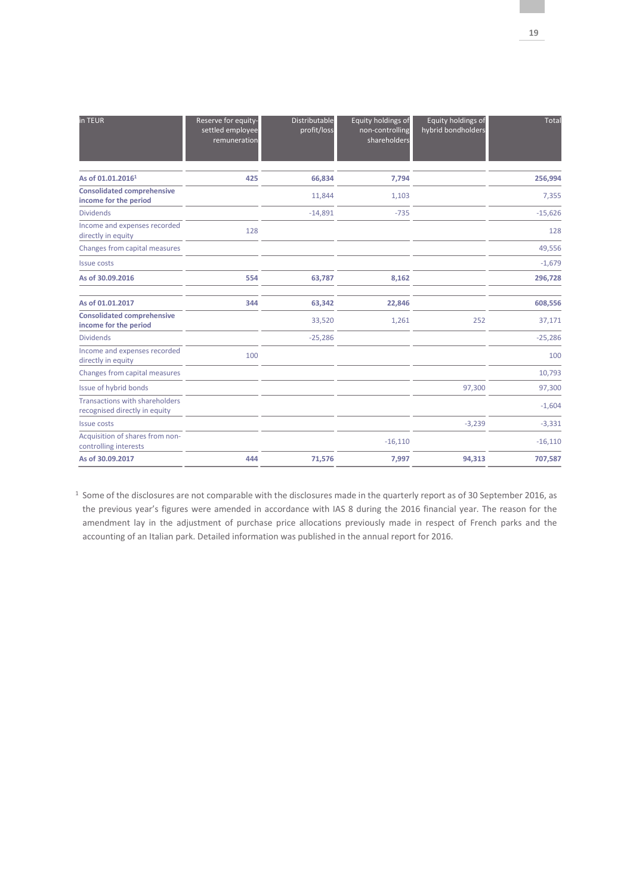| in TEUR | Reserve for equity-settled employee remuneration | Distributable profit/loss | Equity holdings of non-controlling shareholders | Equity holdings of hybrid bondholders | Total |
|---|---|---|---|---|---|
| **As of 01.01.2016[1]** | **425** | **66,834** | **7,794** | | **256,994** |
| **Consolidated comprehensive income for the period** | | 11,844 | 1,103 | | 7,355 |
| Dividends | | -14,891 | -735 | | -15,626 |
| Income and expenses recorded directly in equity | 128 | | | | 128 |
| Changes from capital measures | | | | | 49,556 |
| Issue costs | | | | | -1,679 |
| **As of 30.09.2016** | **554** | **63,787** | **8,162** | | **296,728** |
| **As of 01.01.2017** | **344** | **63,342** | **22,846** | | **608,556** |
| **Consolidated comprehensive income for the period** | | 33,520 | 1,261 | 252 | 37,171 |
| Dividends | | -25,286 | | | -25,286 |
| Income and expenses recorded directly in equity | 100 | | | | 100 |
| Changes from capital measures | | | | | 10,793 |
| Issue of hybrid bonds | | | | 97,300 | 97,300 |
| Transactions with shareholders recognised directly in equity | | | | | -1,604 |
| Issue costs | | | | -3,239 | -3,331 |
| Acquisition of shares from non-controlling interests | | | -16,110 | | -16,110 |
| **As of 30.09.2017** | **444** | **71,576** | **7,997** | **94,313** | **707,587** |

[1] Some of the disclosures are not comparable with the disclosures made in the quarterly report as of 30 September 2016, as the previous year's figures were amended in accordance with IAS 8 during the 2016 financial year. The reason for the amendment lay in the adjustment of purchase price allocations previously made in respect of French parks and the accounting of an Italian park. Detailed information was published in the annual report for 2016.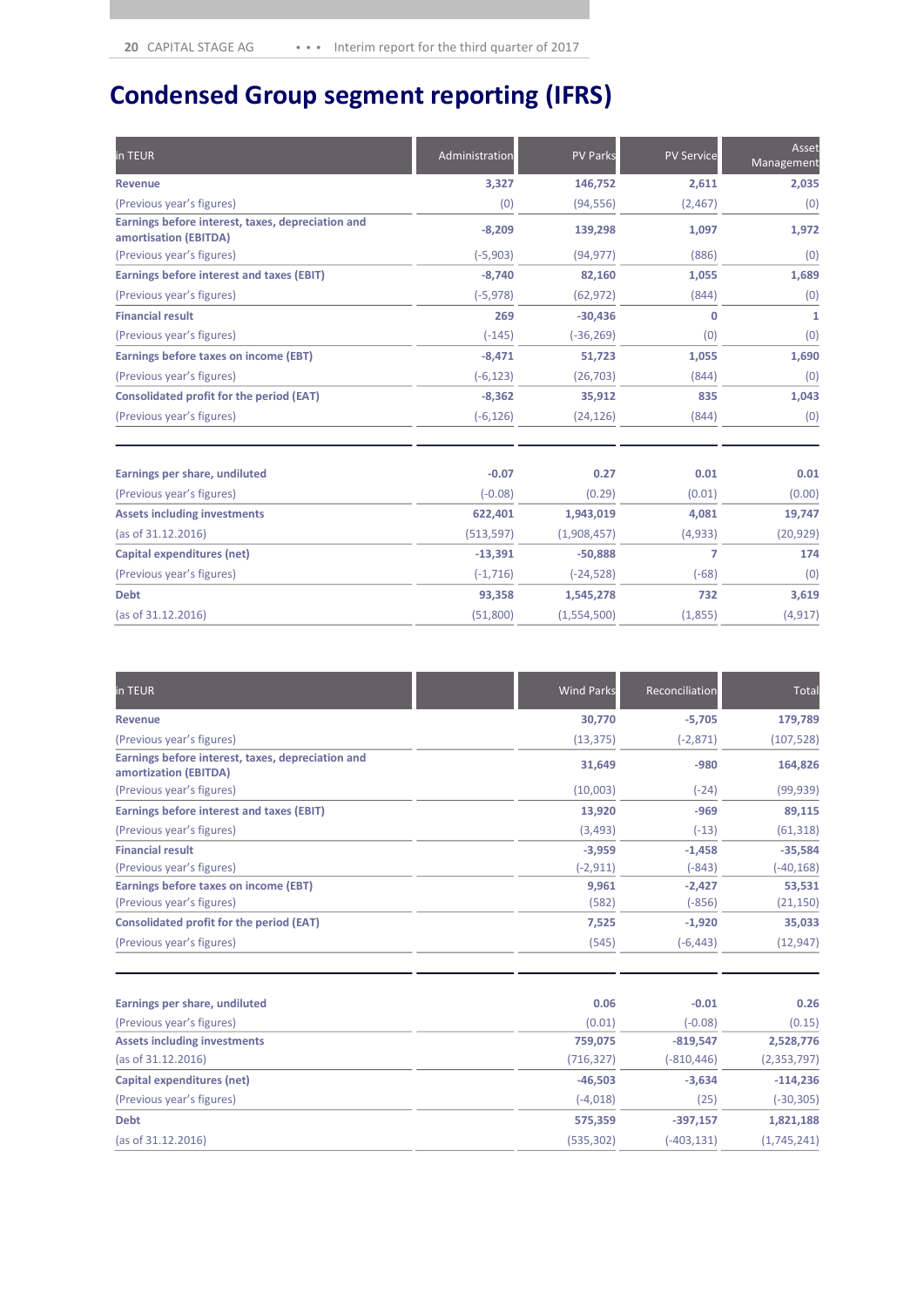# Condensed Group segment reporting (IFRS)

| in TEUR | Administration | PV Parks | PV Service | Asset Management |
|---|---|---|---|---|
| **Revenue** | **3,327** | **146,752** | **2,611** | **2,035** |
| (Previous year's figures) | (0) | (94,556) | (2,467) | (0) |
| **Earnings before interest, taxes, depreciation and amortisation (EBITDA)** | **-8,209** | **139,298** | **1,097** | **1,972** |
| (Previous year's figures) | (-5,903) | (94,977) | (886) | (0) |
| **Earnings before interest and taxes (EBIT)** | **-8,740** | **82,160** | **1,055** | **1,689** |
| (Previous year's figures) | (-5,978) | (62,972) | (844) | (0) |
| **Financial result** | **269** | **-30,436** | **0** | **1** |
| (Previous year's figures) | (-145) | (-36,269) | (0) | (0) |
| **Earnings before taxes on income (EBT)** | **-8,471** | **51,723** | **1,055** | **1,690** |
| (Previous year's figures) | (-6,123) | (26,703) | (844) | (0) |
| **Consolidated profit for the period (EAT)** | **-8,362** | **35,912** | **835** | **1,043** |
| (Previous year's figures) | (-6,126) | (24,126) | (844) | (0) |
| | | | | |
| **Earnings per share, undiluted** | **-0.07** | **0.27** | **0.01** | **0.01** |
| (Previous year's figures) | (-0.08) | (0.29) | (0.01) | (0.00) |
| **Assets including investments** | **622,401** | **1,943,019** | **4,081** | **19,747** |
| (as of 31.12.2016) | (513,597) | (1,908,457) | (4,933) | (20,929) |
| **Capital expenditures (net)** | **-13,391** | **-50,888** | **7** | **174** |
| (Previous year's figures) | (-1,716) | (-24,528) | (-68) | (0) |
| **Debt** | **93,358** | **1,545,278** | **732** | **3,619** |
| (as of 31.12.2016) | (51,800) | (1,554,500) | (1,855) | (4,917) |

| in TEUR | | Wind Parks | Reconciliation | Total |
|---|---|---|---|---|
| **Revenue** | | **30,770** | **-5,705** | **179,789** |
| (Previous year's figures) | | (13,375) | (-2,871) | (107,528) |
| **Earnings before interest, taxes, depreciation and amortisation (EBITDA)** | | **31,649** | **-980** | **164,826** |
| (Previous year's figures) | | (10,003) | (-24) | (99,939) |
| **Earnings before interest and taxes (EBIT)** | | **13,920** | **-969** | **89,115** |
| (Previous year's figures) | | (3,493) | (-13) | (61,318) |
| **Financial result** | | **-3,959** | **-1,458** | **-35,584** |
| (Previous year's figures) | | (-2,911) | (-843) | (-40,168) |
| **Earnings before taxes on income (EBT)** | | **9,961** | **-2,427** | **53,531** |
| (Previous year's figures) | | (582) | (-856) | (21,150) |
| **Consolidated profit for the period (EAT)** | | **7,525** | **-1,920** | **35,033** |
| (Previous year's figures) | | (545) | (-6,443) | (12,947) |
| | | | | |
| **Earnings per share, undiluted** | | **0.06** | **-0.01** | **0.26** |
| (Previous year's figures) | | (0.01) | (-0.08) | (0.15) |
| **Assets including investments** | | **759,075** | **-819,547** | **2,528,776** |
| (as of 31.12.2016) | | (716,327) | (-810,446) | (2,353,797) |
| **Capital expenditures (net)** | | **-46,503** | **-3,634** | **-114,236** |
| (Previous year's figures) | | (-4,018) | (25) | (-30,305) |
| **Debt** | | **575,359** | **-397,157** | **1,821,188** |
| (as of 31.12.2016) | | (535,302) | (-403,131) | (1,745,241) |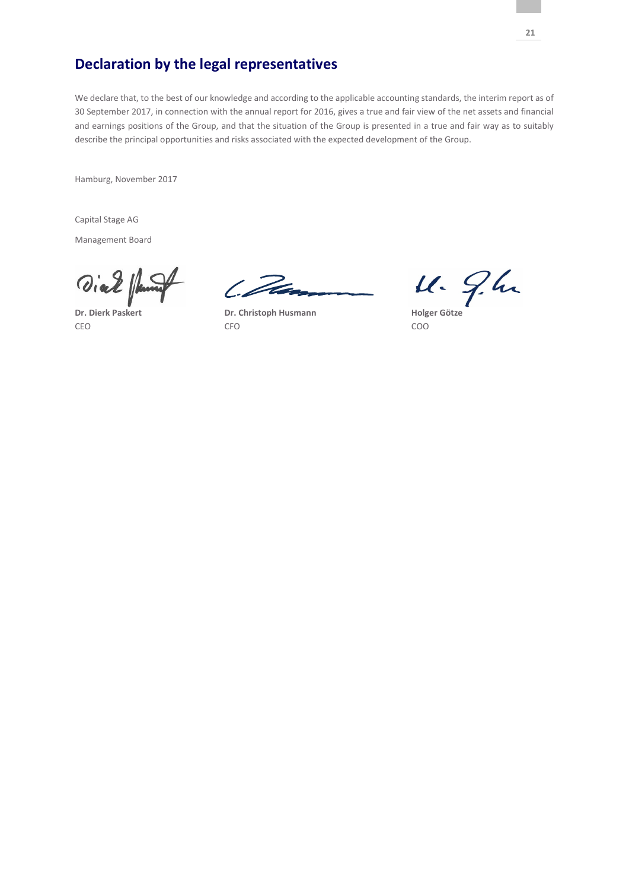## Declaration by the legal representatives

We declare that, to the best of our knowledge and according to the applicable accounting standards, the interim report as of 30 September 2017, in connection with the annual report for 2016, gives a true and fair view of the net assets and financial and earnings positions of the Group, and that the situation of the Group is presented in a true and fair way as to suitably describe the principal opportunities and risks associated with the expected development of the Group.

Hamburg, November 2017

Capital Stage AG

Management Board

| **Dr. Dierk Paskert** | **Dr. Christoph Husmann** | **Holger Götze** |
|---|---|---|
| CEO | CFO | COO |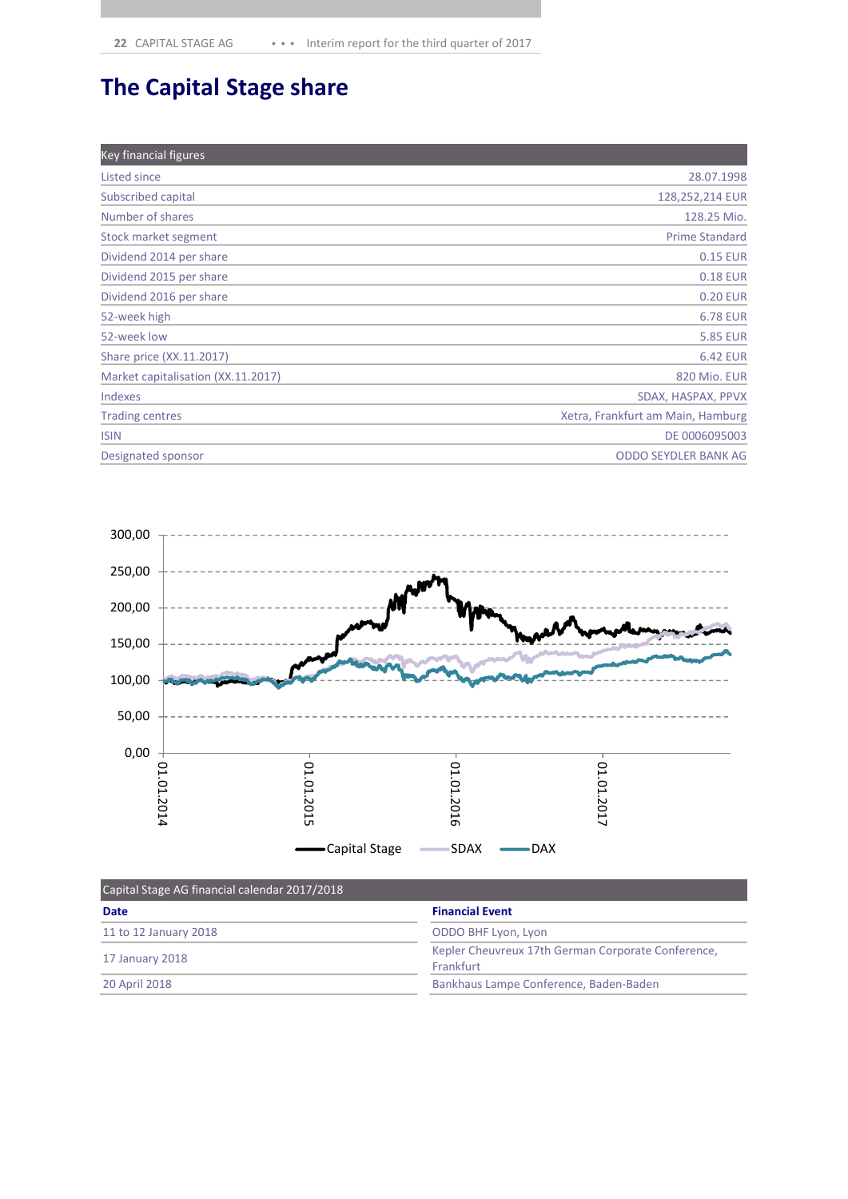# The Capital Stage share

| Key financial figures | |
|---|---|
| Listed since | 28.07.1998 |
| Subscribed capital | 128,252,214 EUR |
| Number of shares | 128.25 Mio. |
| Stock market segment | Prime Standard |
| Dividend 2014 per share | 0.15 EUR |
| Dividend 2015 per share | 0.18 EUR |
| Dividend 2016 per share | 0.20 EUR |
| 52-week high | 6.78 EUR |
| 52-week low | 5.85 EUR |
| Share price (XX.11.2017) | 6.42 EUR |
| Market capitalisation (XX.11.2017) | 820 Mio. EUR |
| Indexes | SDAX, HASPAX, PPVX |
| Trading centres | Xetra, Frankfurt am Main, Hamburg |
| ISIN | DE 0006095003 |
| Designated sponsor | ODDO SEYDLER BANK AG |

| Capital Stage AG financial calendar 2017/2018 | |
|---|---|
| **Date** | **Financial Event** |
| 11 to 12 January 2018 | ODDO BHF Lyon, Lyon |
| 17 January 2018 | Kepler Cheuvreux 17th German Corporate Conference, Frankfurt |
| 20 April 2018 | Bankhaus Lampe Conference, Baden-Baden |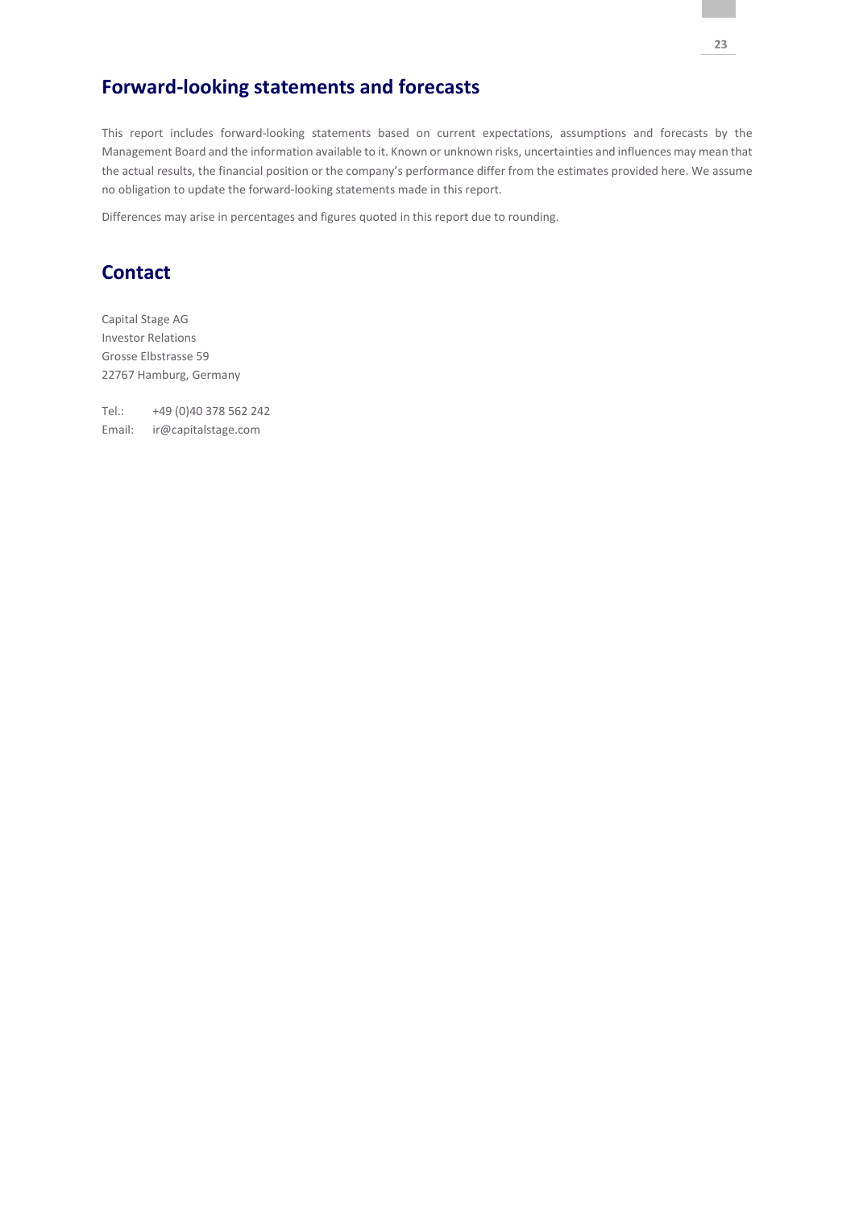## Forward-looking statements and forecasts

This report includes forward-looking statements based on current expectations, assumptions and forecasts by the Management Board and the information available to it. Known or unknown risks, uncertainties and influences may mean that the actual results, the financial position or the company's performance differ from the estimates provided here. We assume no obligation to update the forward-looking statements made in this report.

Differences may arise in percentages and figures quoted in this report due to rounding.

## Contact

Capital Stage AG
Investor Relations
Grosse Elbstrasse 59
22767 Hamburg, Germany

Tel.: +49 (0)40 378 562 242
Email: ir@capitalstage.com